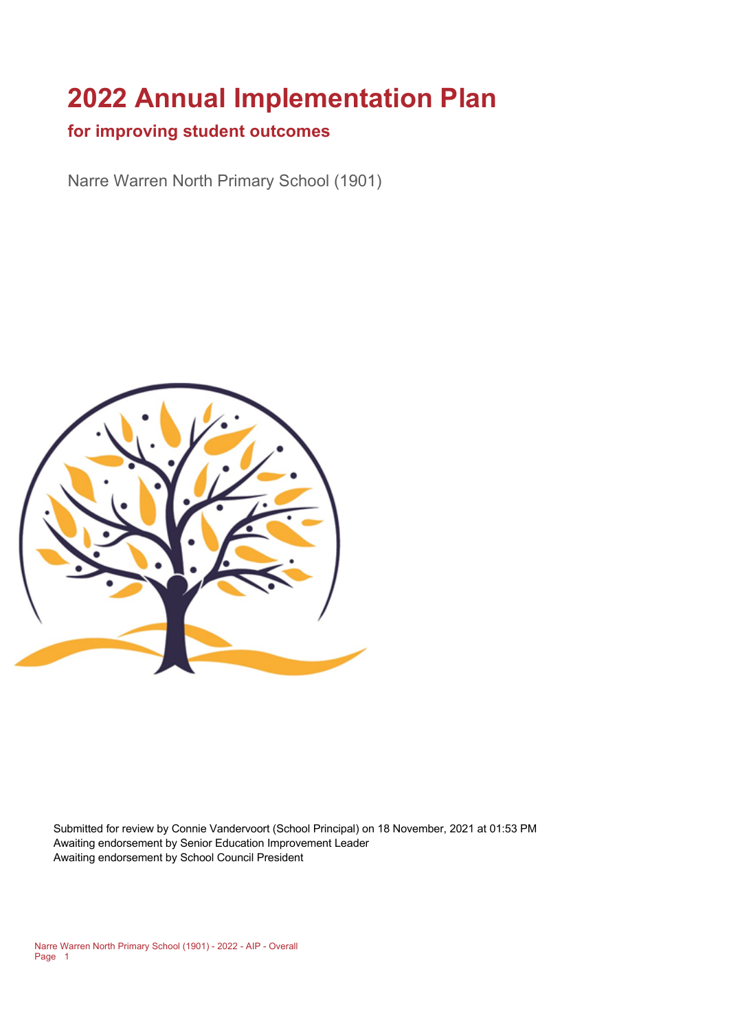# 2022 Annual Implementation Plan

## for improving student outcomes

Narre Warren North Primary School (1901)

Submitted for review by Connie Vandervoort (School Principal) on 18 November, 2021 at 01:53 PM
Awaiting endorsement by Senior Education Improvement Leader
Awaiting endorsement by School Council President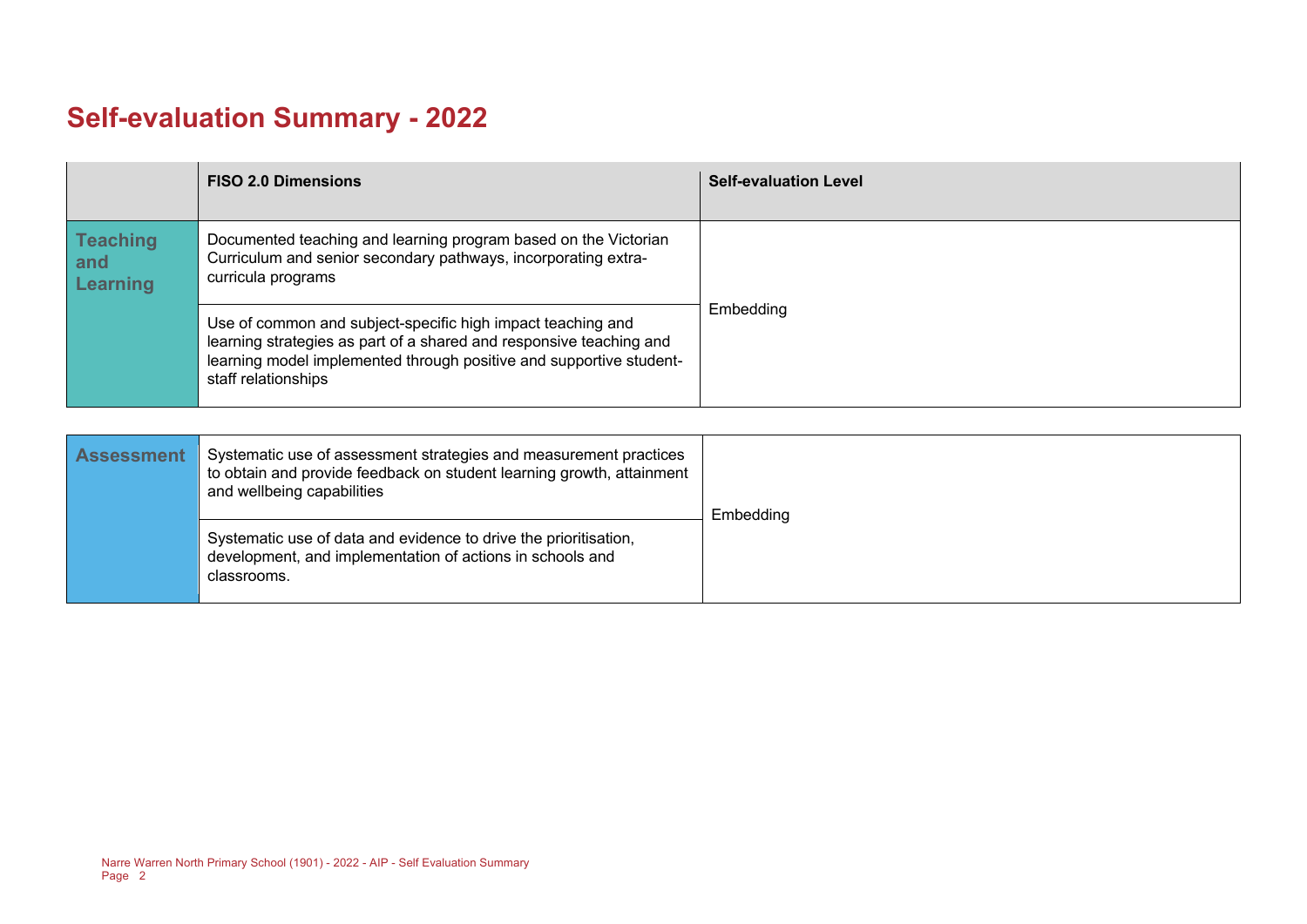# Self-evaluation Summary - 2022

| | FISO 2.0 Dimensions | Self-evaluation Level |
| --- | --- | --- |
| **Teaching and Learning** | Documented teaching and learning program based on the Victorian Curriculum and senior secondary pathways, incorporating extra-curricula programs | Embedding |
| | Use of common and subject-specific high impact teaching and learning strategies as part of a shared and responsive teaching and learning model implemented through positive and supportive student-staff relationships | |

| | | |
| --- | --- | --- |
| **Assessment** | Systematic use of assessment strategies and measurement practices to obtain and provide feedback on student learning growth, attainment and wellbeing capabilities | Embedding |
| | Systematic use of data and evidence to drive the prioritisation, development, and implementation of actions in schools and classrooms. | |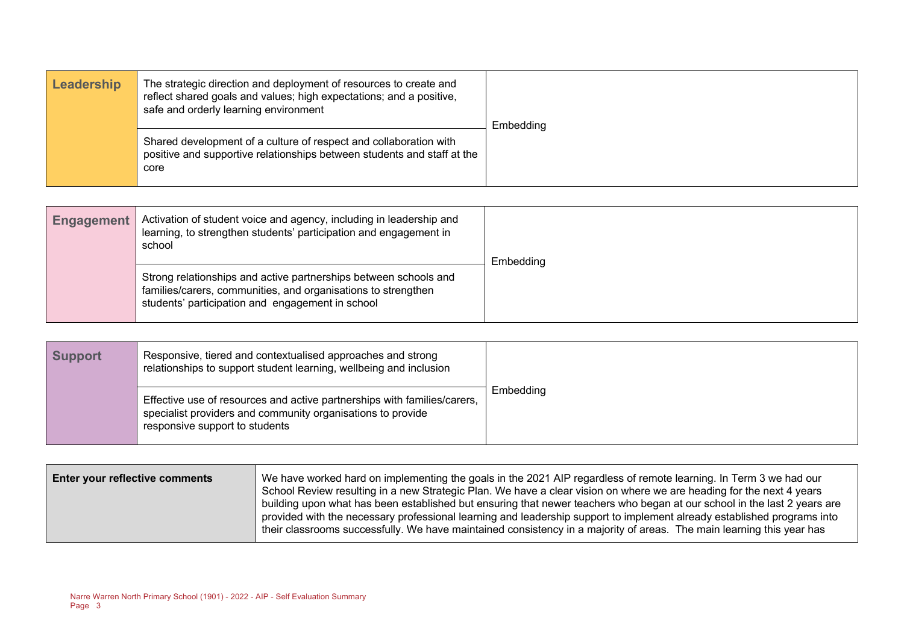| Leadership | | |
| --- | --- | --- |
| Leadership | The strategic direction and deployment of resources to create and reflect shared goals and values; high expectations; and a positive, safe and orderly learning environment | Embedding |
| | Shared development of a culture of respect and collaboration with positive and supportive relationships between students and staff at the core | |

| Engagement | | |
| --- | --- | --- |
| Engagement | Activation of student voice and agency, including in leadership and learning, to strengthen students' participation and engagement in school | Embedding |
| | Strong relationships and active partnerships between schools and families/carers, communities, and organisations to strengthen students' participation and engagement in school | |

| Support | | |
| --- | --- | --- |
| Support | Responsive, tiered and contextualised approaches and strong relationships to support student learning, wellbeing and inclusion | Embedding |
| | Effective use of resources and active partnerships with families/carers, specialist providers and community organisations to provide responsive support to students | |

| Enter your reflective comments | |
| --- | --- |
| Enter your reflective comments | We have worked hard on implementing the goals in the 2021 AIP regardless of remote learning. In Term 3 we had our School Review resulting in a new Strategic Plan. We have a clear vision on where we are heading for the next 4 years building upon what has been established but ensuring that newer teachers who began at our school in the last 2 years are provided with the necessary professional learning and leadership support to implement already established programs into their classrooms successfully. We have maintained consistency in a majority of areas. The main learning this year has |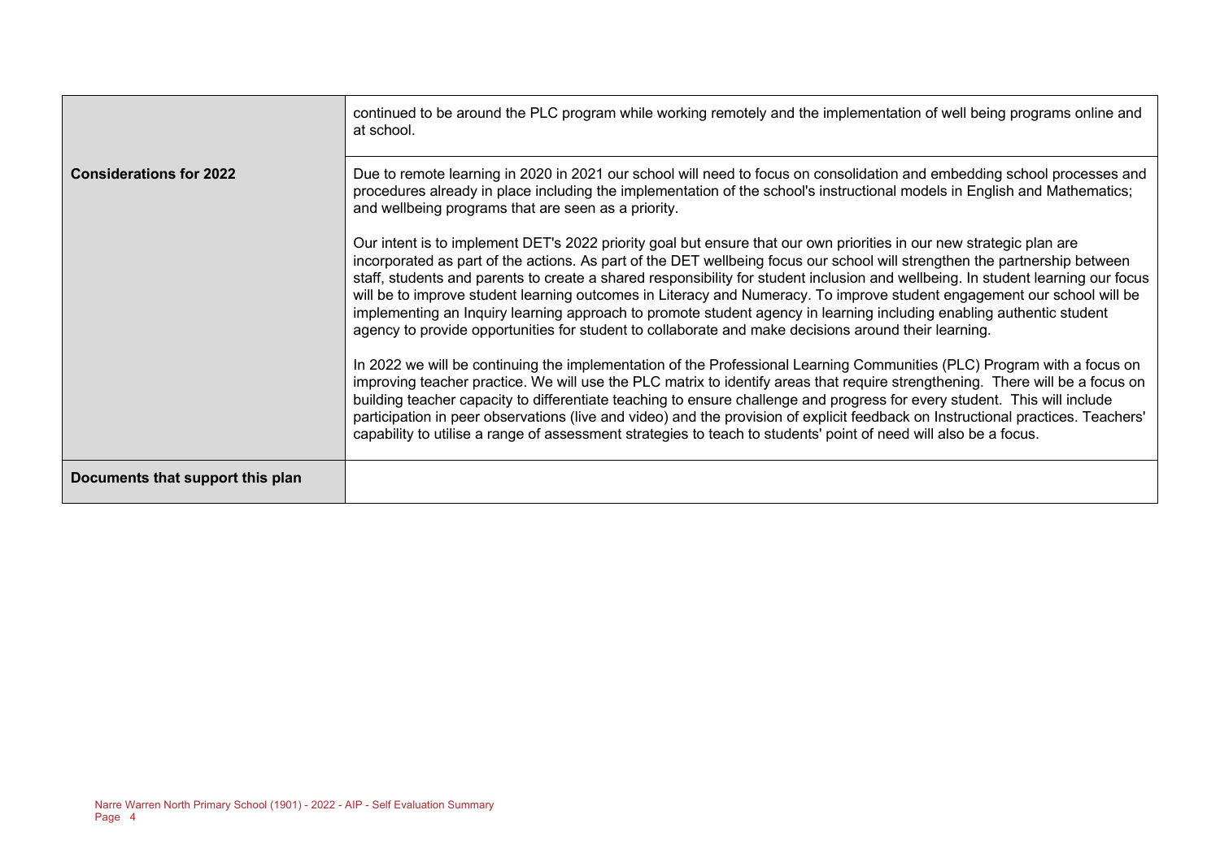| | |
|---|---|
| | continued to be around the PLC program while working remotely and the implementation of well being programs online and at school. |
| **Considerations for 2022** | Due to remote learning in 2020 in 2021 our school will need to focus on consolidation and embedding school processes and procedures already in place including the implementation of the school's instructional models in English and Mathematics; and wellbeing programs that are seen as a priority.<br><br>Our intent is to implement DET's 2022 priority goal but ensure that our own priorities in our new strategic plan are incorporated as part of the actions. As part of the DET wellbeing focus our school will strengthen the partnership between staff, students and parents to create a shared responsibility for student inclusion and wellbeing. In student learning our focus will be to improve student learning outcomes in Literacy and Numeracy. To improve student engagement our school will be implementing an Inquiry learning approach to promote student agency in learning including enabling authentic student agency to provide opportunities for student to collaborate and make decisions around their learning.<br><br>In 2022 we will be continuing the implementation of the Professional Learning Communities (PLC) Program with a focus on improving teacher practice. We will use the PLC matrix to identify areas that require strengthening. There will be a focus on building teacher capacity to differentiate teaching to ensure challenge and progress for every student. This will include participation in peer observations (live and video) and the provision of explicit feedback on Instructional practices. Teachers' capability to utilise a range of assessment strategies to teach to students' point of need will also be a focus. |
| **Documents that support this plan** | |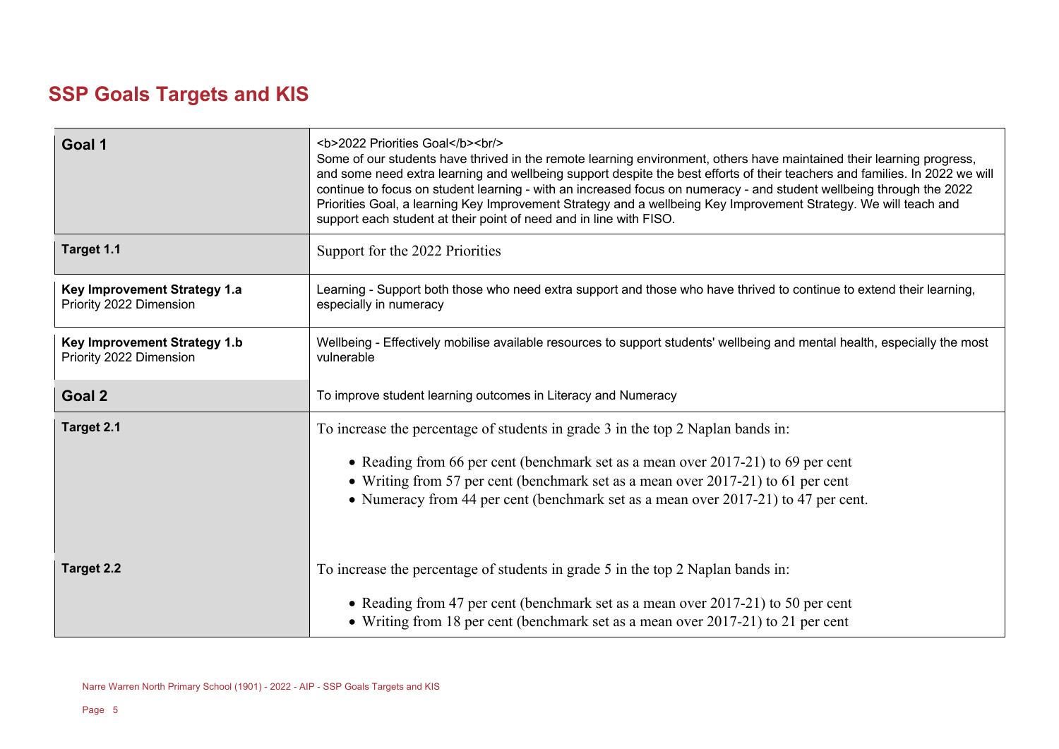# SSP Goals Targets and KIS

| | |
|---|---|
| **Goal 1** | <b>2022 Priorities Goal</b><br/> Some of our students have thrived in the remote learning environment, others have maintained their learning progress, and some need extra learning and wellbeing support despite the best efforts of their teachers and families. In 2022 we will continue to focus on student learning - with an increased focus on numeracy - and student wellbeing through the 2022 Priorities Goal, a learning Key Improvement Strategy and a wellbeing Key Improvement Strategy. We will teach and support each student at their point of need and in line with FISO. |
| **Target 1.1** | Support for the 2022 Priorities |
| **Key Improvement Strategy 1.a** Priority 2022 Dimension | Learning - Support both those who need extra support and those who have thrived to continue to extend their learning, especially in numeracy |
| **Key Improvement Strategy 1.b** Priority 2022 Dimension | Wellbeing - Effectively mobilise available resources to support students' wellbeing and mental health, especially the most vulnerable |
| **Goal 2** | To improve student learning outcomes in Literacy and Numeracy |
| **Target 2.1** | To increase the percentage of students in grade 3 in the top 2 Naplan bands in:<br>• Reading from 66 per cent (benchmark set as a mean over 2017-21) to 69 per cent<br>• Writing from 57 per cent (benchmark set as a mean over 2017-21) to 61 per cent<br>• Numeracy from 44 per cent (benchmark set as a mean over 2017-21) to 47 per cent. |
| **Target 2.2** | To increase the percentage of students in grade 5 in the top 2 Naplan bands in:<br>• Reading from 47 per cent (benchmark set as a mean over 2017-21) to 50 per cent<br>• Writing from 18 per cent (benchmark set as a mean over 2017-21) to 21 per cent |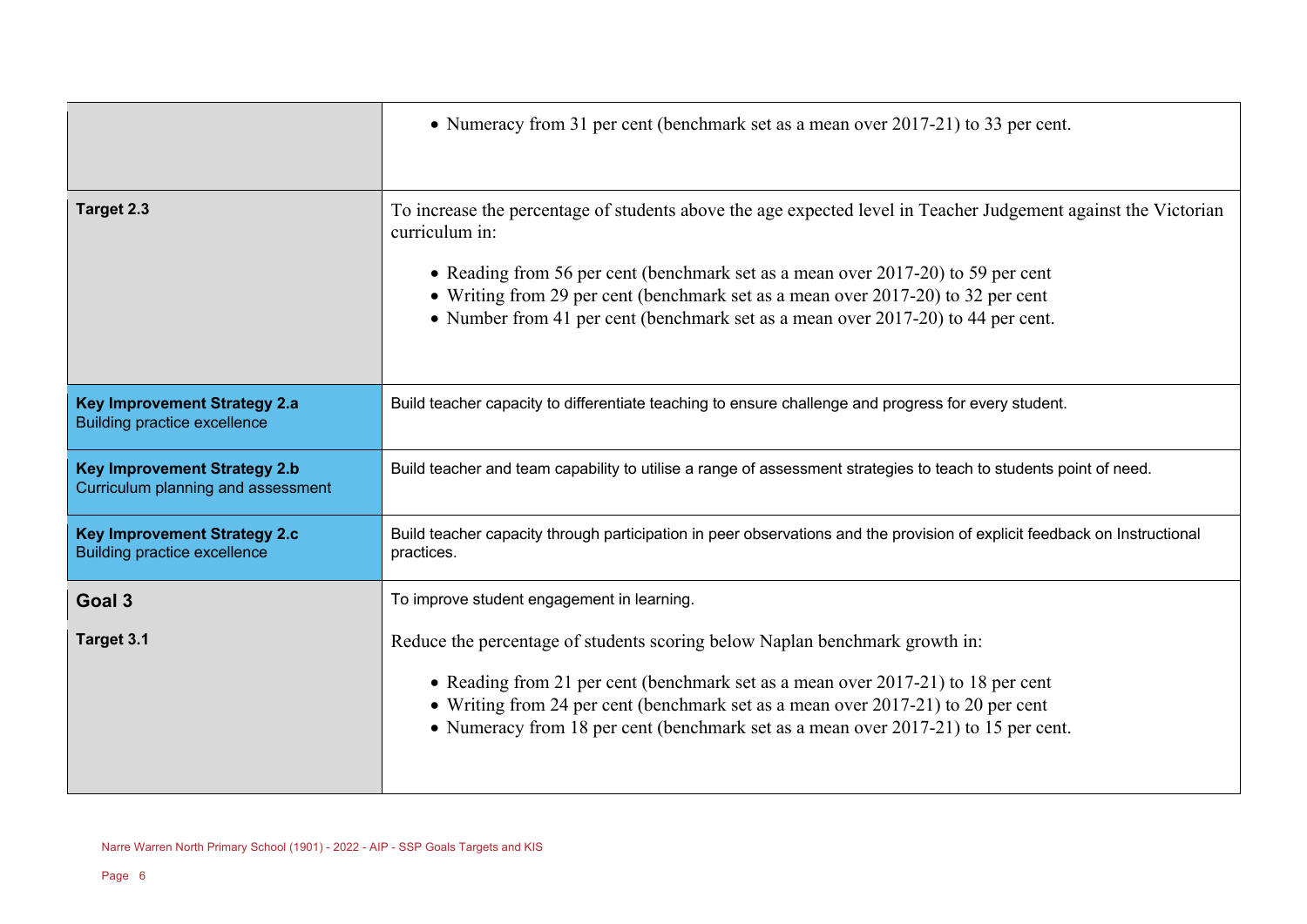| | |
|---|---|
| | • Numeracy from 31 per cent (benchmark set as a mean over 2017-21) to 33 per cent. |
| **Target 2.3** | To increase the percentage of students above the age expected level in Teacher Judgement against the Victorian curriculum in:<br><br>• Reading from 56 per cent (benchmark set as a mean over 2017-20) to 59 per cent<br>• Writing from 29 per cent (benchmark set as a mean over 2017-20) to 32 per cent<br>• Number from 41 per cent (benchmark set as a mean over 2017-20) to 44 per cent. |
| **Key Improvement Strategy 2.a**<br>Building practice excellence | Build teacher capacity to differentiate teaching to ensure challenge and progress for every student. |
| **Key Improvement Strategy 2.b**<br>Curriculum planning and assessment | Build teacher and team capability to utilise a range of assessment strategies to teach to students point of need. |
| **Key Improvement Strategy 2.c**<br>Building practice excellence | Build teacher capacity through participation in peer observations and the provision of explicit feedback on Instructional practices. |
| **Goal 3** | To improve student engagement in learning. |
| **Target 3.1** | Reduce the percentage of students scoring below Naplan benchmark growth in:<br><br>• Reading from 21 per cent (benchmark set as a mean over 2017-21) to 18 per cent<br>• Writing from 24 per cent (benchmark set as a mean over 2017-21) to 20 per cent<br>• Numeracy from 18 per cent (benchmark set as a mean over 2017-21) to 15 per cent. |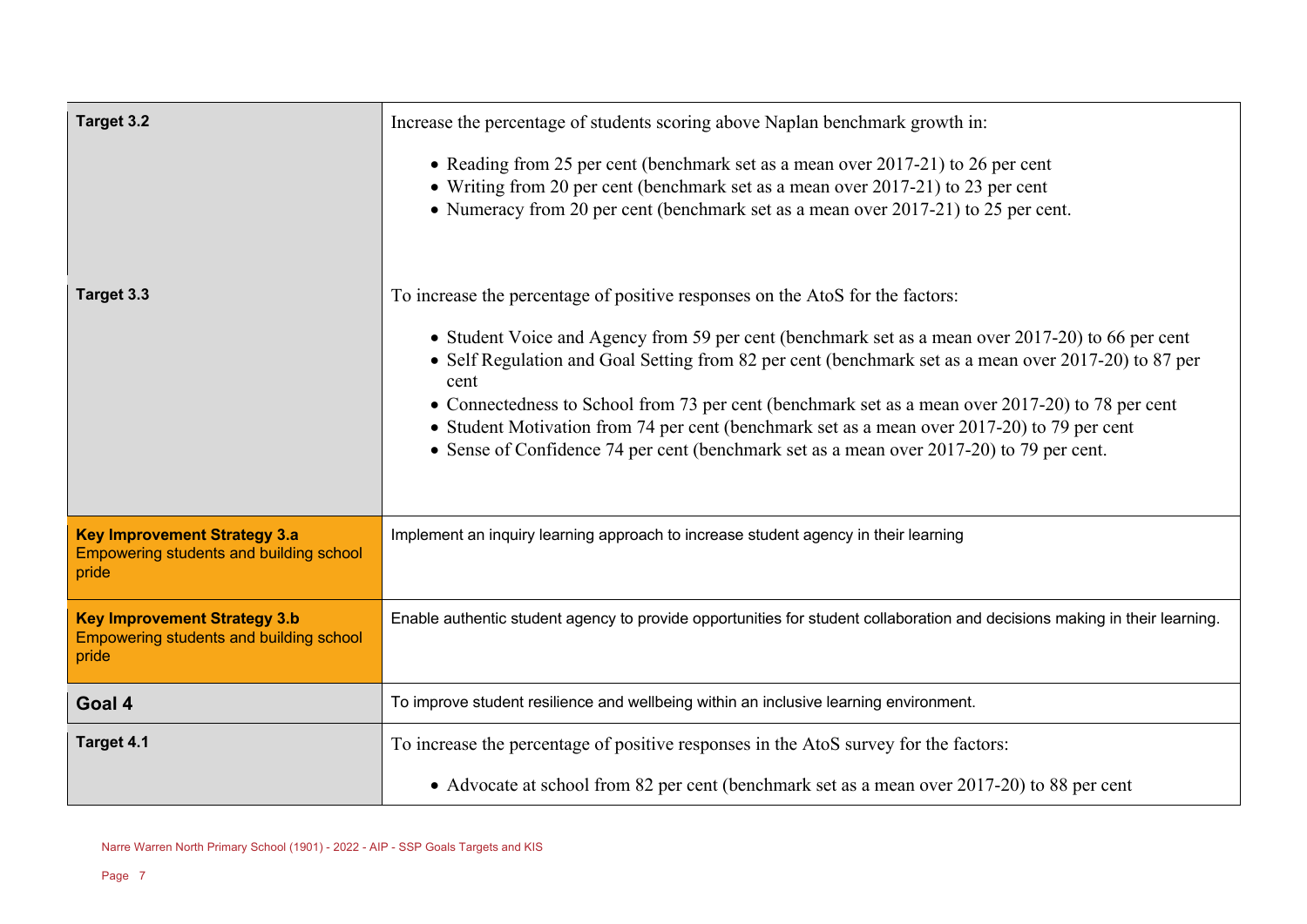| | |
|---|---|
| **Target 3.2** | Increase the percentage of students scoring above Naplan benchmark growth in:<br><br>• Reading from 25 per cent (benchmark set as a mean over 2017-21) to 26 per cent<br>• Writing from 20 per cent (benchmark set as a mean over 2017-21) to 23 per cent<br>• Numeracy from 20 per cent (benchmark set as a mean over 2017-21) to 25 per cent. |
| **Target 3.3** | To increase the percentage of positive responses on the AtoS for the factors:<br><br>• Student Voice and Agency from 59 per cent (benchmark set as a mean over 2017-20) to 66 per cent<br>• Self Regulation and Goal Setting from 82 per cent (benchmark set as a mean over 2017-20) to 87 per cent<br>• Connectedness to School from 73 per cent (benchmark set as a mean over 2017-20) to 78 per cent<br>• Student Motivation from 74 per cent (benchmark set as a mean over 2017-20) to 79 per cent<br>• Sense of Confidence 74 per cent (benchmark set as a mean over 2017-20) to 79 per cent. |
| **Key Improvement Strategy 3.a**<br>Empowering students and building school pride | Implement an inquiry learning approach to increase student agency in their learning |
| **Key Improvement Strategy 3.b**<br>Empowering students and building school pride | Enable authentic student agency to provide opportunities for student collaboration and decisions making in their learning. |
| **Goal 4** | To improve student resilience and wellbeing within an inclusive learning environment. |
| **Target 4.1** | To increase the percentage of positive responses in the AtoS survey for the factors:<br><br>• Advocate at school from 82 per cent (benchmark set as a mean over 2017-20) to 88 per cent |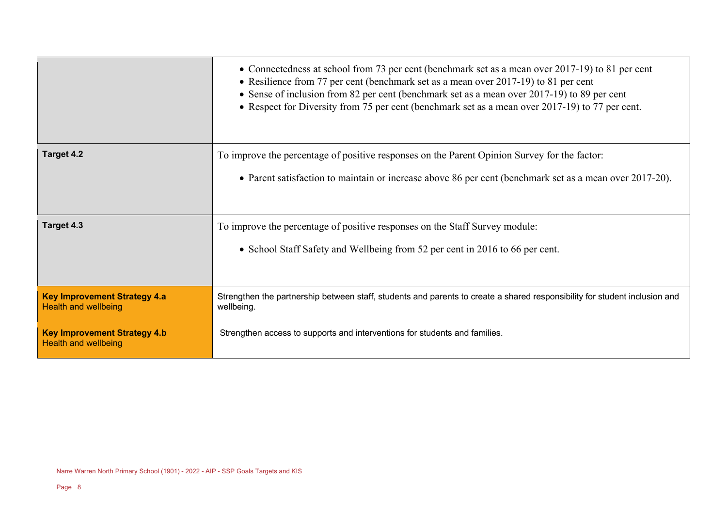| | |
|---|---|
| | • Connectedness at school from 73 per cent (benchmark set as a mean over 2017-19) to 81 per cent<br>• Resilience from 77 per cent (benchmark set as a mean over 2017-19) to 81 per cent<br>• Sense of inclusion from 82 per cent (benchmark set as a mean over 2017-19) to 89 per cent<br>• Respect for Diversity from 75 per cent (benchmark set as a mean over 2017-19) to 77 per cent. |
| **Target 4.2** | To improve the percentage of positive responses on the Parent Opinion Survey for the factor:<br><br>• Parent satisfaction to maintain or increase above 86 per cent (benchmark set as a mean over 2017-20). |
| **Target 4.3** | To improve the percentage of positive responses on the Staff Survey module:<br><br>• School Staff Safety and Wellbeing from 52 per cent in 2016 to 66 per cent. |
| **Key Improvement Strategy 4.a**<br>Health and wellbeing | Strengthen the partnership between staff, students and parents to create a shared responsibility for student inclusion and wellbeing. |
| **Key Improvement Strategy 4.b**<br>Health and wellbeing | Strengthen access to supports and interventions for students and families. |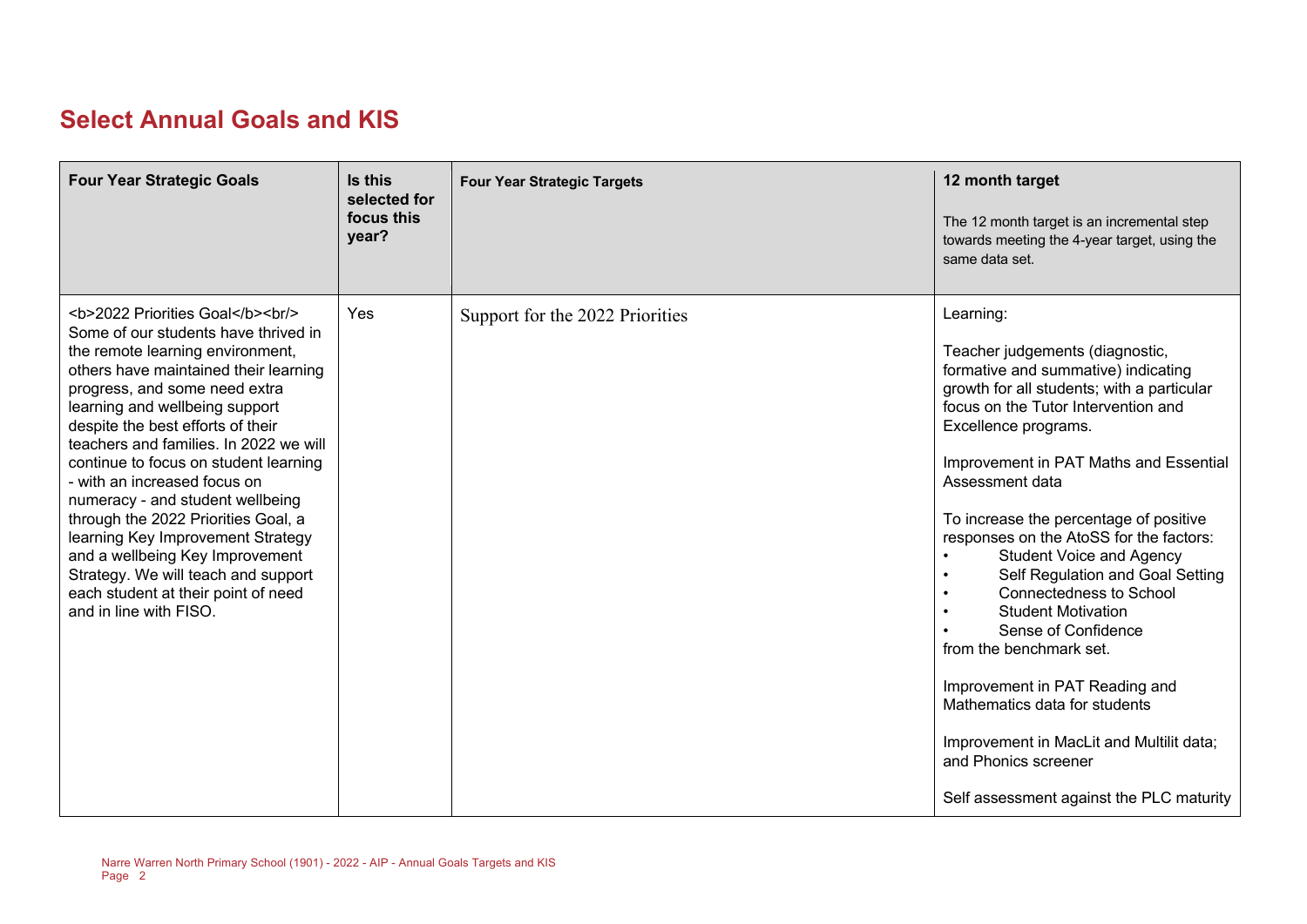## Select Annual Goals and KIS

| Four Year Strategic Goals | Is this selected for focus this year? | Four Year Strategic Targets | 12 month target<br><br>The 12 month target is an incremental step towards meeting the 4-year target, using the same data set. |
| --- | --- | --- | --- |
| <b>2022 Priorities Goal</b><br/> Some of our students have thrived in the remote learning environment, others have maintained their learning progress, and some need extra learning and wellbeing support despite the best efforts of their teachers and families. In 2022 we will continue to focus on student learning - with an increased focus on numeracy - and student wellbeing through the 2022 Priorities Goal, a learning Key Improvement Strategy and a wellbeing Key Improvement Strategy. We will teach and support each student at their point of need and in line with FISO. | Yes | Support for the 2022 Priorities | Learning:<br><br>Teacher judgements (diagnostic, formative and summative) indicating growth for all students; with a particular focus on the Tutor Intervention and Excellence programs.<br><br>Improvement in PAT Maths and Essential Assessment data<br><br>To increase the percentage of positive responses on the AtoSS for the factors:<br>• Student Voice and Agency<br>• Self Regulation and Goal Setting<br>• Connectedness to School<br>• Student Motivation<br>• Sense of Confidence<br>from the benchmark set.<br><br>Improvement in PAT Reading and Mathematics data for students<br><br>Improvement in MacLit and Multilit data; and Phonics screener<br><br>Self assessment against the PLC maturity |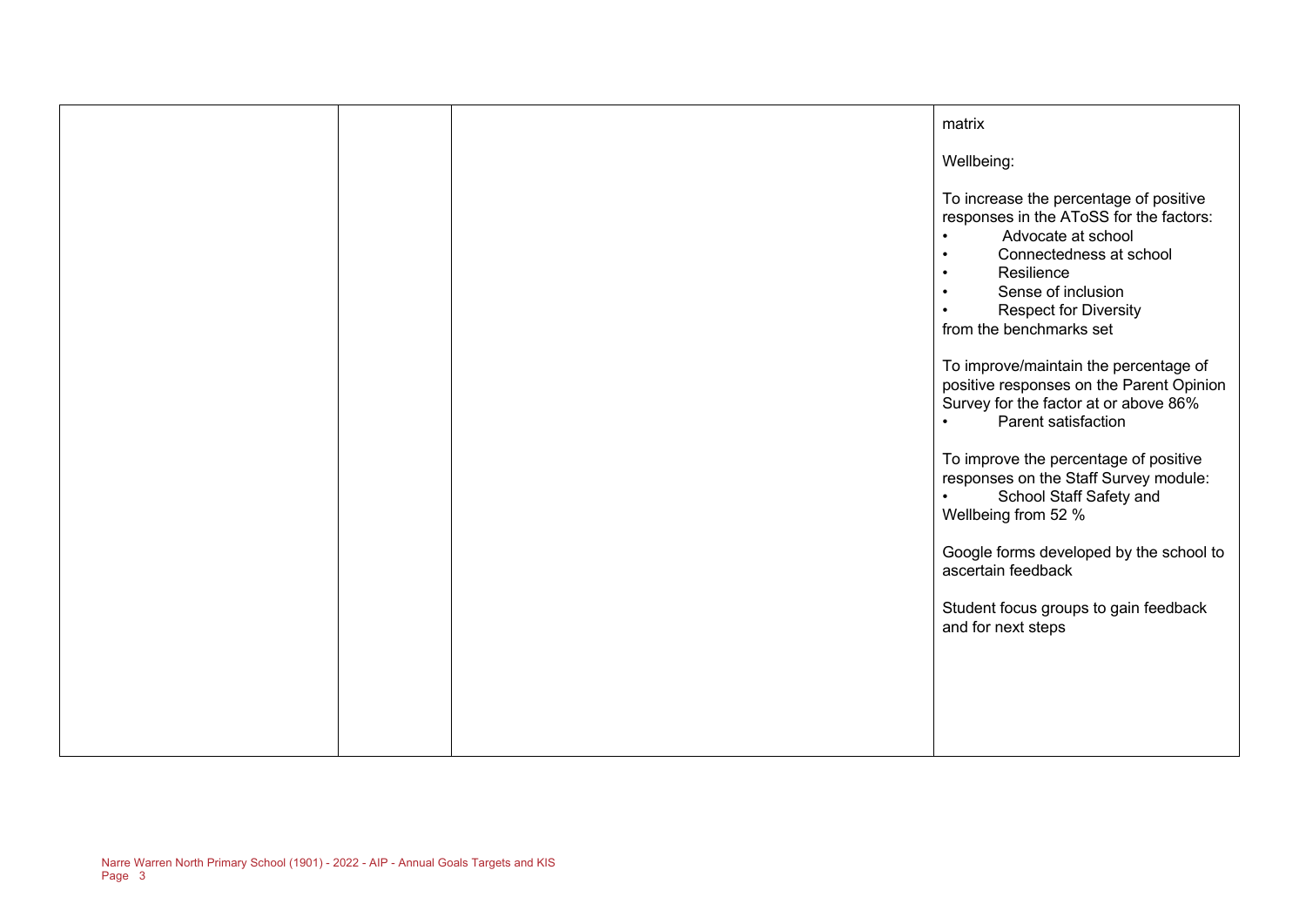| | | | |
|---|---|---|---|
| | | | matrix<br><br>Wellbeing:<br><br>To increase the percentage of positive responses in the AToSS for the factors:<br>• Advocate at school<br>• Connectedness at school<br>• Resilience<br>• Sense of inclusion<br>• Respect for Diversity<br>from the benchmarks set<br><br>To improve/maintain the percentage of positive responses on the Parent Opinion Survey for the factor at or above 86%<br>• Parent satisfaction<br><br>To improve the percentage of positive responses on the Staff Survey module:<br>• School Staff Safety and Wellbeing from 52 %<br><br>Google forms developed by the school to ascertain feedback<br><br>Student focus groups to gain feedback and for next steps |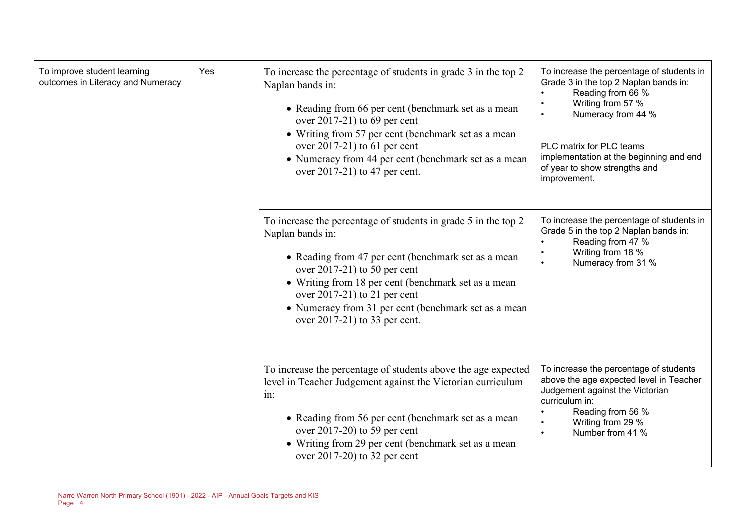| | | | |
|---|---|---|---|
| To improve student learning outcomes in Literacy and Numeracy | Yes | To increase the percentage of students in grade 3 in the top 2 Naplan bands in:<br>• Reading from 66 per cent (benchmark set as a mean over 2017-21) to 69 per cent<br>• Writing from 57 per cent (benchmark set as a mean over 2017-21) to 61 per cent<br>• Numeracy from 44 per cent (benchmark set as a mean over 2017-21) to 47 per cent. | To increase the percentage of students in Grade 3 in the top 2 Naplan bands in:<br>• Reading from 66 %<br>• Writing from 57 %<br>• Numeracy from 44 %<br><br>PLC matrix for PLC teams implementation at the beginning and end of year to show strengths and improvement. |
| | | To increase the percentage of students in grade 5 in the top 2 Naplan bands in:<br>• Reading from 47 per cent (benchmark set as a mean over 2017-21) to 50 per cent<br>• Writing from 18 per cent (benchmark set as a mean over 2017-21) to 21 per cent<br>• Numeracy from 31 per cent (benchmark set as a mean over 2017-21) to 33 per cent. | To increase the percentage of students in Grade 5 in the top 2 Naplan bands in:<br>• Reading from 47 %<br>• Writing from 18 %<br>• Numeracy from 31 % |
| | | To increase the percentage of students above the age expected level in Teacher Judgement against the Victorian curriculum in:<br>• Reading from 56 per cent (benchmark set as a mean over 2017-20) to 59 per cent<br>• Writing from 29 per cent (benchmark set as a mean over 2017-20) to 32 per cent | To increase the percentage of students above the age expected level in Teacher Judgement against the Victorian curriculum in:<br>• Reading from 56 %<br>• Writing from 29 %<br>• Number from 41 % |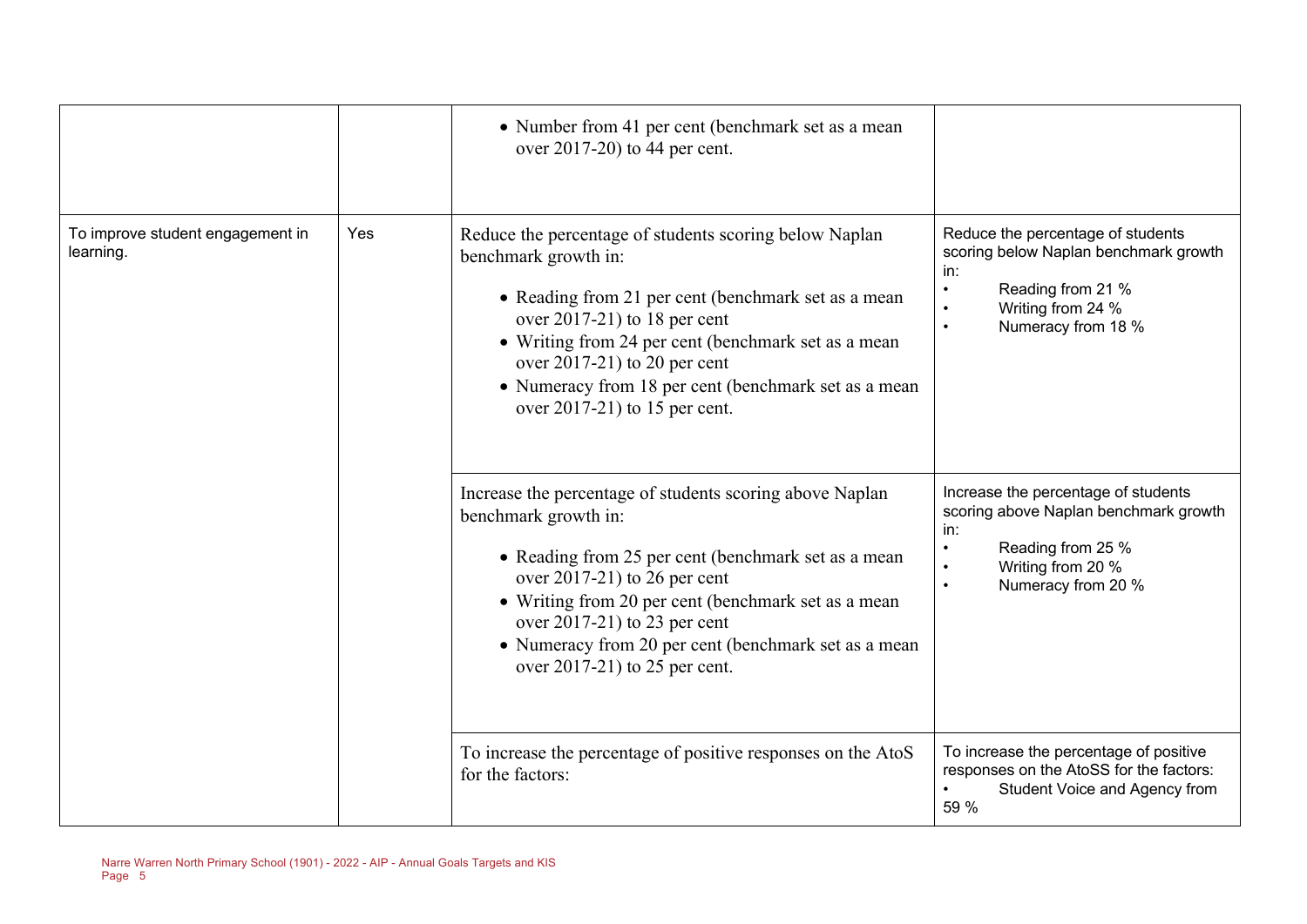| | | | |
|---|---|---|---|
| | | • Number from 41 per cent (benchmark set as a mean over 2017-20) to 44 per cent. | |
| To improve student engagement in learning. | Yes | Reduce the percentage of students scoring below Naplan benchmark growth in:<br>• Reading from 21 per cent (benchmark set as a mean over 2017-21) to 18 per cent<br>• Writing from 24 per cent (benchmark set as a mean over 2017-21) to 20 per cent<br>• Numeracy from 18 per cent (benchmark set as a mean over 2017-21) to 15 per cent. | Reduce the percentage of students scoring below Naplan benchmark growth in:<br>• Reading from 21 %<br>• Writing from 24 %<br>• Numeracy from 18 % |
| | | Increase the percentage of students scoring above Naplan benchmark growth in:<br>• Reading from 25 per cent (benchmark set as a mean over 2017-21) to 26 per cent<br>• Writing from 20 per cent (benchmark set as a mean over 2017-21) to 23 per cent<br>• Numeracy from 20 per cent (benchmark set as a mean over 2017-21) to 25 per cent. | Increase the percentage of students scoring above Naplan benchmark growth in:<br>• Reading from 25 %<br>• Writing from 20 %<br>• Numeracy from 20 % |
| | | To increase the percentage of positive responses on the AtoS for the factors: | To increase the percentage of positive responses on the AtoSS for the factors:<br>• Student Voice and Agency from 59 % |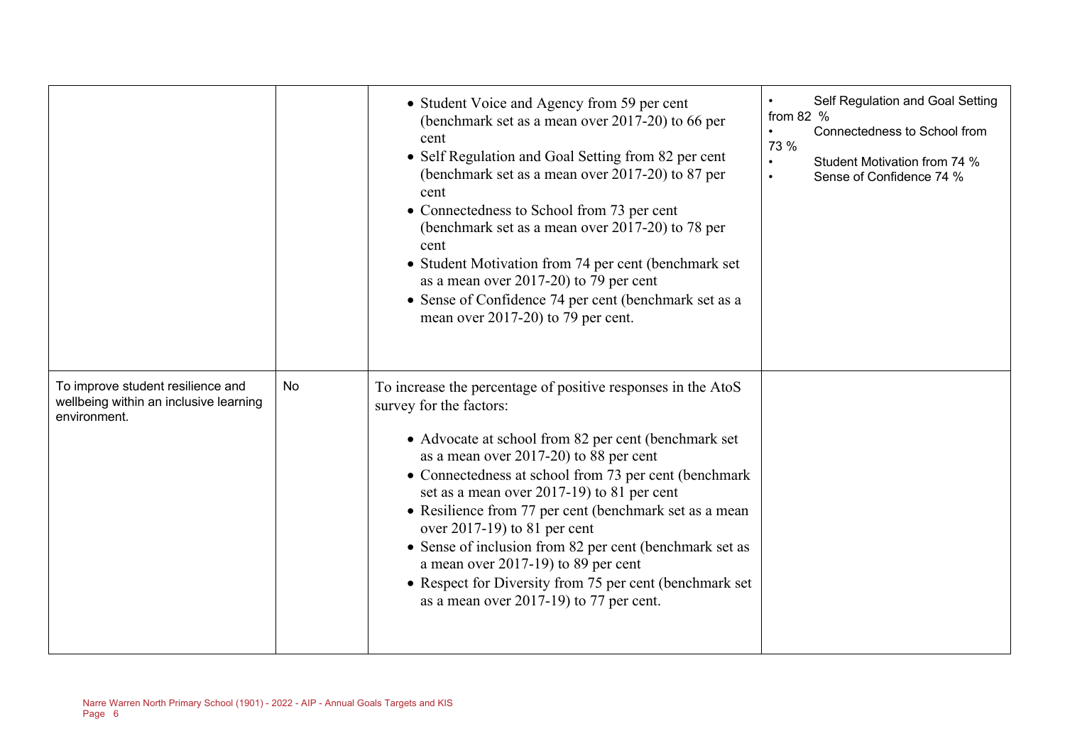| | | | |
|---|---|---|---|
| | | • Student Voice and Agency from 59 per cent (benchmark set as a mean over 2017-20) to 66 per cent<br>• Self Regulation and Goal Setting from 82 per cent (benchmark set as a mean over 2017-20) to 87 per cent<br>• Connectedness to School from 73 per cent (benchmark set as a mean over 2017-20) to 78 per cent<br>• Student Motivation from 74 per cent (benchmark set as a mean over 2017-20) to 79 per cent<br>• Sense of Confidence 74 per cent (benchmark set as a mean over 2017-20) to 79 per cent. | • Self Regulation and Goal Setting from 82 %<br>• Connectedness to School from 73 %<br>• Student Motivation from 74 %<br>• Sense of Confidence 74 % |
| To improve student resilience and wellbeing within an inclusive learning environment. | No | To increase the percentage of positive responses in the AtoS survey for the factors:<br><br>• Advocate at school from 82 per cent (benchmark set as a mean over 2017-20) to 88 per cent<br>• Connectedness at school from 73 per cent (benchmark set as a mean over 2017-19) to 81 per cent<br>• Resilience from 77 per cent (benchmark set as a mean over 2017-19) to 81 per cent<br>• Sense of inclusion from 82 per cent (benchmark set as a mean over 2017-19) to 89 per cent<br>• Respect for Diversity from 75 per cent (benchmark set as a mean over 2017-19) to 77 per cent. | |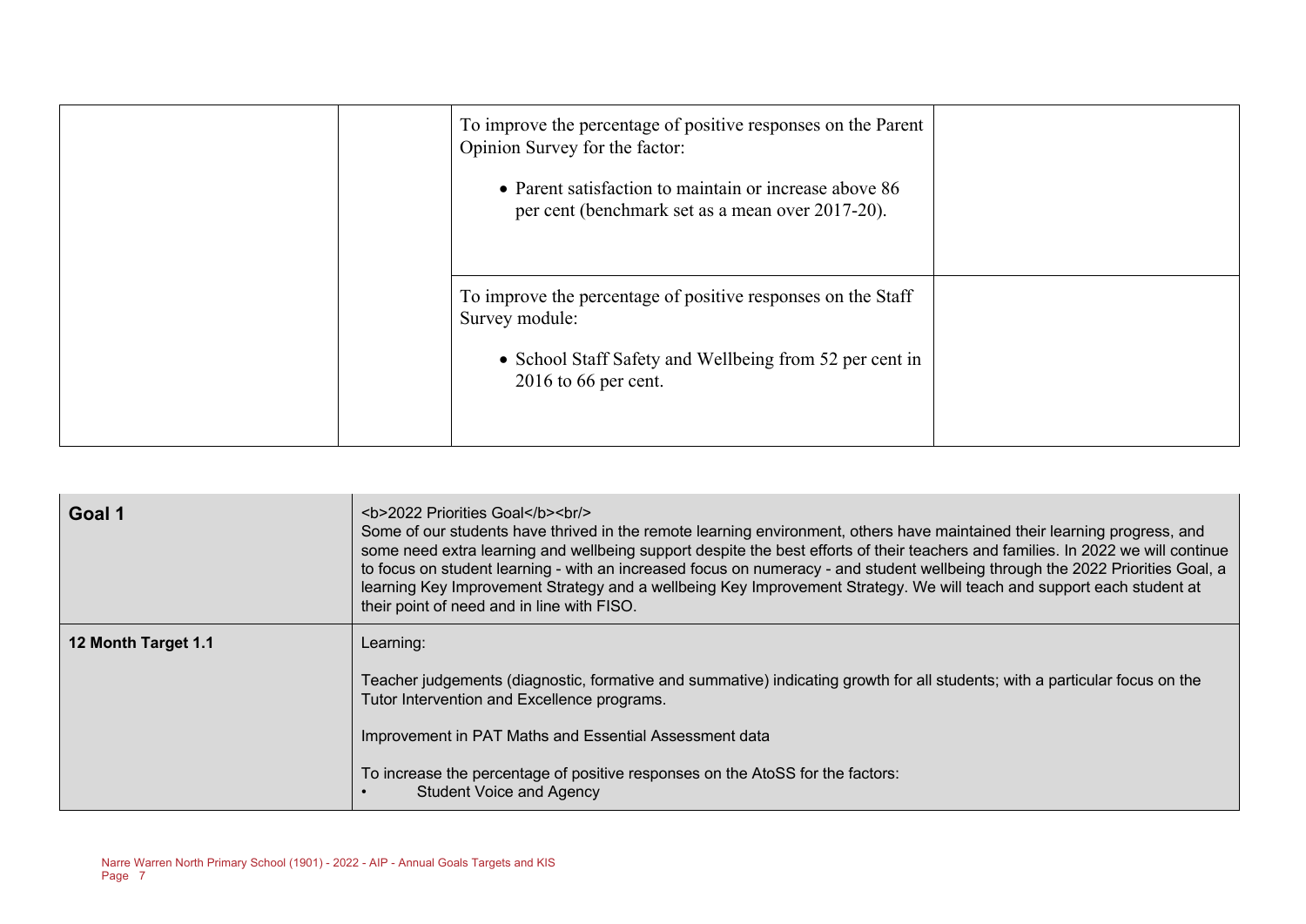| | | | |
|---|---|---|---|
| | | To improve the percentage of positive responses on the Parent Opinion Survey for the factor:<br><br>• Parent satisfaction to maintain or increase above 86 per cent (benchmark set as a mean over 2017-20). | |
| | | To improve the percentage of positive responses on the Staff Survey module:<br><br>• School Staff Safety and Wellbeing from 52 per cent in 2016 to 66 per cent. | |

| | |
|---|---|
| **Goal 1** | <b>2022 Priorities Goal</b><br/><br>Some of our students have thrived in the remote learning environment, others have maintained their learning progress, and some need extra learning and wellbeing support despite the best efforts of their teachers and families. In 2022 we will continue to focus on student learning - with an increased focus on numeracy - and student wellbeing through the 2022 Priorities Goal, a learning Key Improvement Strategy and a wellbeing Key Improvement Strategy. We will teach and support each student at their point of need and in line with FISO. |
| **12 Month Target 1.1** | Learning:<br><br>Teacher judgements (diagnostic, formative and summative) indicating growth for all students; with a particular focus on the Tutor Intervention and Excellence programs.<br><br>Improvement in PAT Maths and Essential Assessment data<br><br>To increase the percentage of positive responses on the AtoSS for the factors:<br>• Student Voice and Agency |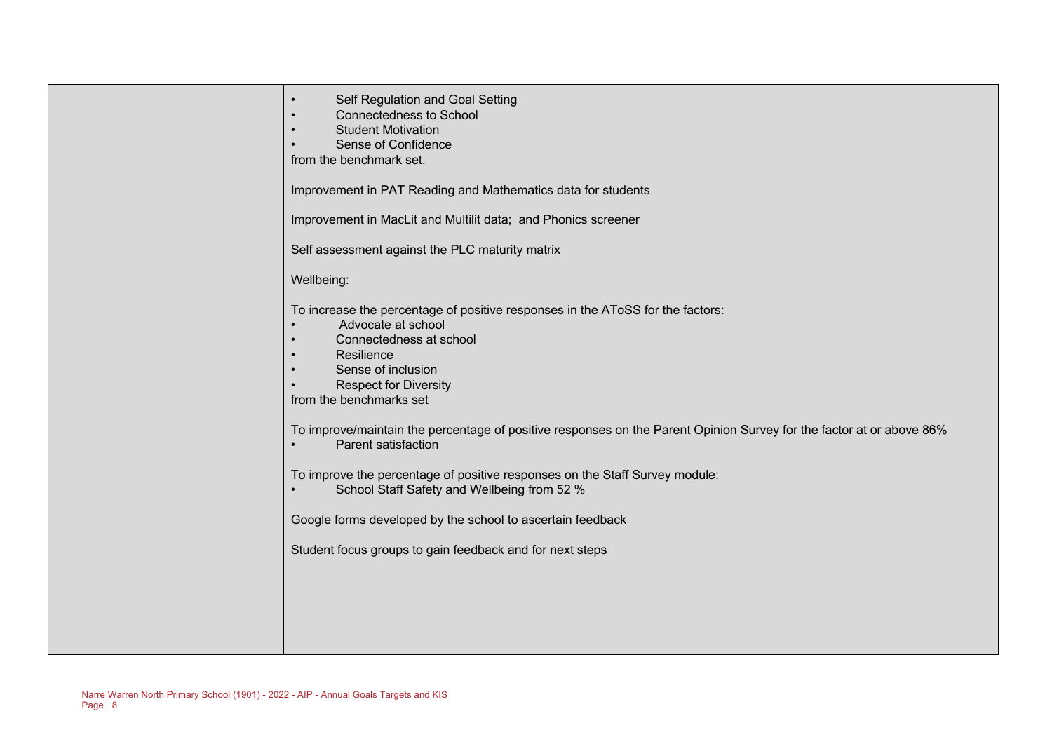| | |
|---|---|
| | • Self Regulation and Goal Setting<br>• Connectedness to School<br>• Student Motivation<br>• Sense of Confidence<br>from the benchmark set.<br><br>Improvement in PAT Reading and Mathematics data for students<br><br>Improvement in MacLit and Multilit data; and Phonics screener<br><br>Self assessment against the PLC maturity matrix<br><br>Wellbeing:<br><br>To increase the percentage of positive responses in the AToSS for the factors:<br>• Advocate at school<br>• Connectedness at school<br>• Resilience<br>• Sense of inclusion<br>• Respect for Diversity<br>from the benchmarks set<br><br>To improve/maintain the percentage of positive responses on the Parent Opinion Survey for the factor at or above 86%<br>• Parent satisfaction<br><br>To improve the percentage of positive responses on the Staff Survey module:<br>• School Staff Safety and Wellbeing from 52 %<br><br>Google forms developed by the school to ascertain feedback<br><br>Student focus groups to gain feedback and for next steps |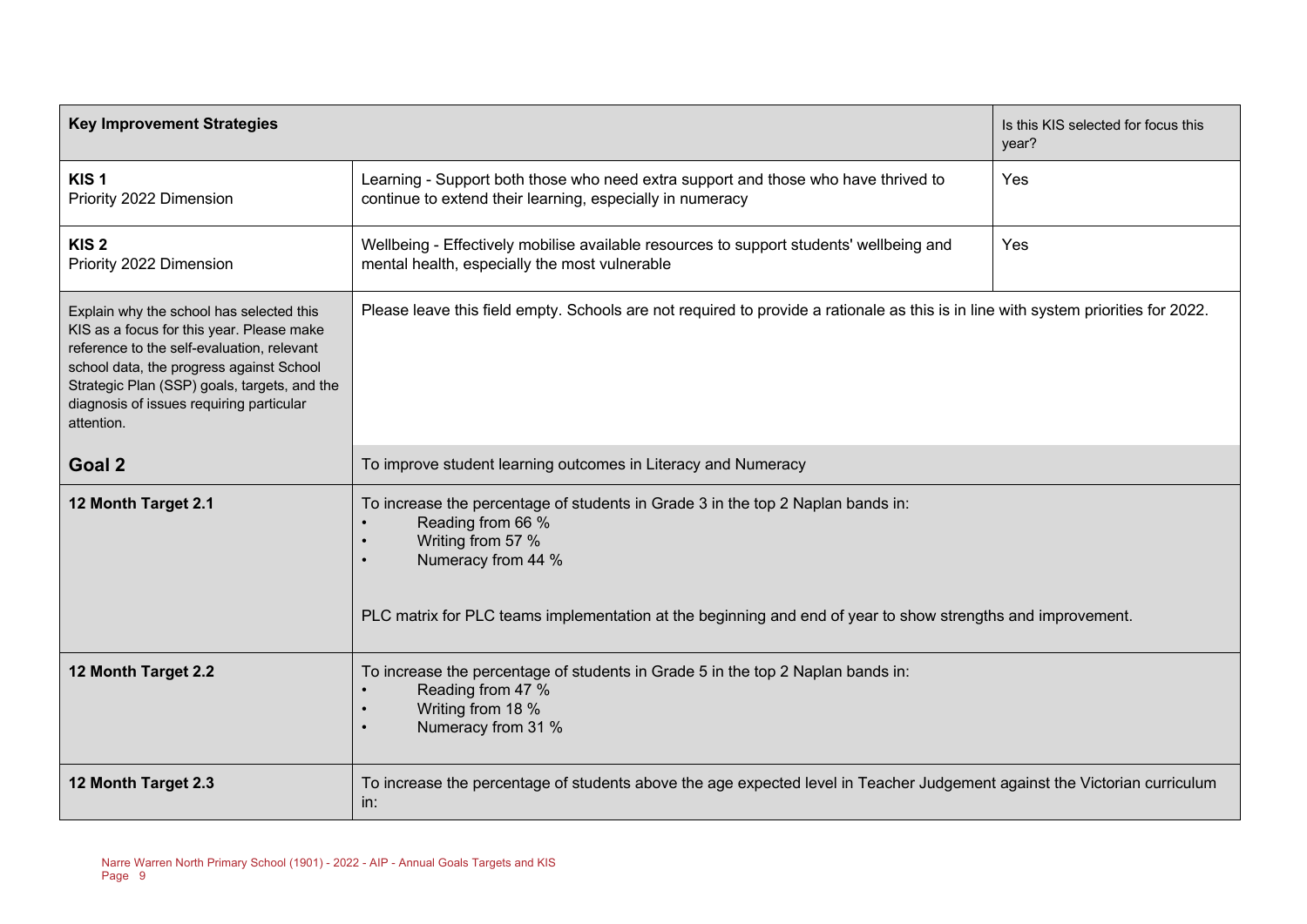| Key Improvement Strategies | | Is this KIS selected for focus this year? |
|---|---|---|
| **KIS 1**<br>Priority 2022 Dimension | Learning - Support both those who need extra support and those who have thrived to continue to extend their learning, especially in numeracy | Yes |
| **KIS 2**<br>Priority 2022 Dimension | Wellbeing - Effectively mobilise available resources to support students' wellbeing and mental health, especially the most vulnerable | Yes |
| Explain why the school has selected this KIS as a focus for this year. Please make reference to the self-evaluation, relevant school data, the progress against School Strategic Plan (SSP) goals, targets, and the diagnosis of issues requiring particular attention. | Please leave this field empty. Schools are not required to provide a rationale as this is in line with system priorities for 2022. | |
| **Goal 2** | To improve student learning outcomes in Literacy and Numeracy | |
| **12 Month Target 2.1** | To increase the percentage of students in Grade 3 in the top 2 Naplan bands in:<br>• Reading from 66 %<br>• Writing from 57 %<br>• Numeracy from 44 %<br><br>PLC matrix for PLC teams implementation at the beginning and end of year to show strengths and improvement. | |
| **12 Month Target 2.2** | To increase the percentage of students in Grade 5 in the top 2 Naplan bands in:<br>• Reading from 47 %<br>• Writing from 18 %<br>• Numeracy from 31 % | |
| **12 Month Target 2.3** | To increase the percentage of students above the age expected level in Teacher Judgement against the Victorian curriculum in: | |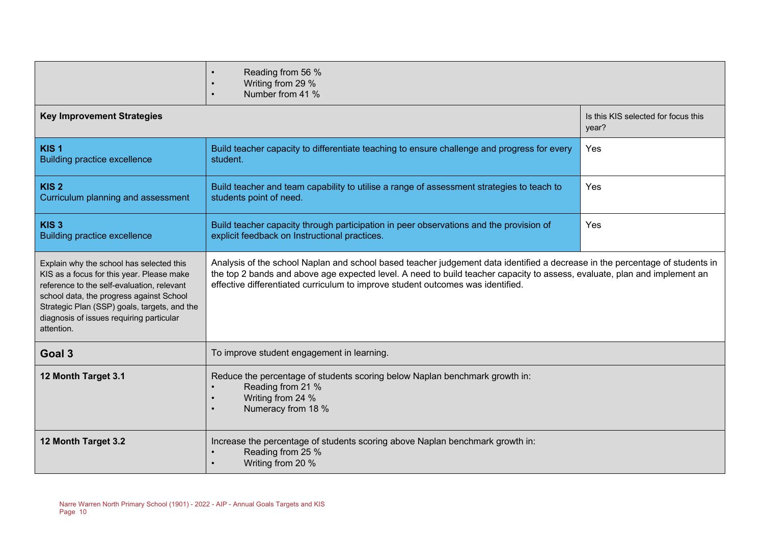| | | |
|---|---|---|
| | • Reading from 56 %<br>• Writing from 29 %<br>• Number from 41 % | |
| **Key Improvement Strategies** | | Is this KIS selected for focus this year? |
| **KIS 1**<br>Building practice excellence | Build teacher capacity to differentiate teaching to ensure challenge and progress for every student. | Yes |
| **KIS 2**<br>Curriculum planning and assessment | Build teacher and team capability to utilise a range of assessment strategies to teach to students point of need. | Yes |
| **KIS 3**<br>Building practice excellence | Build teacher capacity through participation in peer observations and the provision of explicit feedback on Instructional practices. | Yes |
| Explain why the school has selected this KIS as a focus for this year. Please make reference to the self-evaluation, relevant school data, the progress against School Strategic Plan (SSP) goals, targets, and the diagnosis of issues requiring particular attention. | Analysis of the school Naplan and school based teacher judgement data identified a decrease in the percentage of students in the top 2 bands and above age expected level. A need to build teacher capacity to assess, evaluate, plan and implement an effective differentiated curriculum to improve student outcomes was identified. | |
| **Goal 3** | To improve student engagement in learning. | |
| **12 Month Target 3.1** | Reduce the percentage of students scoring below Naplan benchmark growth in:<br>• Reading from 21 %<br>• Writing from 24 %<br>• Numeracy from 18 % | |
| **12 Month Target 3.2** | Increase the percentage of students scoring above Naplan benchmark growth in:<br>• Reading from 25 %<br>• Writing from 20 % | |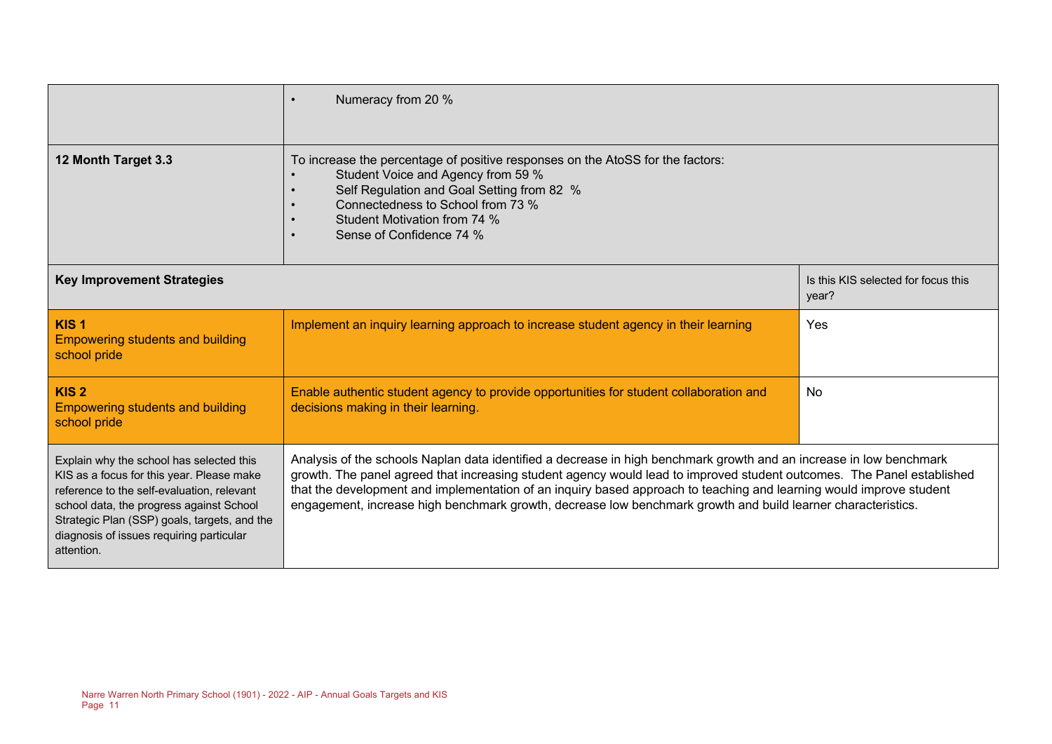| | | |
|---|---|---|
| | • Numeracy from 20 % | |
| **12 Month Target 3.3** | To increase the percentage of positive responses on the AtoSS for the factors:<br>• Student Voice and Agency from 59 %<br>• Self Regulation and Goal Setting from 82 %<br>• Connectedness to School from 73 %<br>• Student Motivation from 74 %<br>• Sense of Confidence 74 % | |
| **Key Improvement Strategies** | | Is this KIS selected for focus this year? |
| **KIS 1**<br>Empowering students and building school pride | Implement an inquiry learning approach to increase student agency in their learning | Yes |
| **KIS 2**<br>Empowering students and building school pride | Enable authentic student agency to provide opportunities for student collaboration and decisions making in their learning. | No |
| Explain why the school has selected this KIS as a focus for this year. Please make reference to the self-evaluation, relevant school data, the progress against School Strategic Plan (SSP) goals, targets, and the diagnosis of issues requiring particular attention. | Analysis of the schools Naplan data identified a decrease in high benchmark growth and an increase in low benchmark growth. The panel agreed that increasing student agency would lead to improved student outcomes. The Panel established that the development and implementation of an inquiry based approach to teaching and learning would improve student engagement, increase high benchmark growth, decrease low benchmark growth and build learner characteristics. | |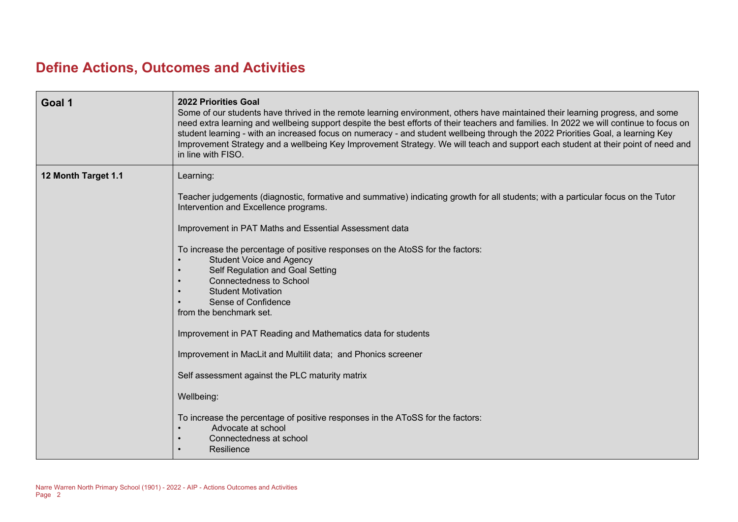# Define Actions, Outcomes and Activities

| Goal 1 | **2022 Priorities Goal**<br>Some of our students have thrived in the remote learning environment, others have maintained their learning progress, and some need extra learning and wellbeing support despite the best efforts of their teachers and families. In 2022 we will continue to focus on student learning - with an increased focus on numeracy - and student wellbeing through the 2022 Priorities Goal, a learning Key Improvement Strategy and a wellbeing Key Improvement Strategy. We will teach and support each student at their point of need and in line with FISO. |
|---|---|
| **12 Month Target 1.1** | Learning:<br><br>Teacher judgements (diagnostic, formative and summative) indicating growth for all students; with a particular focus on the Tutor Intervention and Excellence programs.<br><br>Improvement in PAT Maths and Essential Assessment data<br><br>To increase the percentage of positive responses on the AtoSS for the factors:<br>• Student Voice and Agency<br>• Self Regulation and Goal Setting<br>• Connectedness to School<br>• Student Motivation<br>• Sense of Confidence<br>from the benchmark set.<br><br>Improvement in PAT Reading and Mathematics data for students<br><br>Improvement in MacLit and Multilit data; and Phonics screener<br><br>Self assessment against the PLC maturity matrix<br><br>Wellbeing:<br><br>To increase the percentage of positive responses in the AToSS for the factors:<br>• Advocate at school<br>• Connectedness at school<br>• Resilience |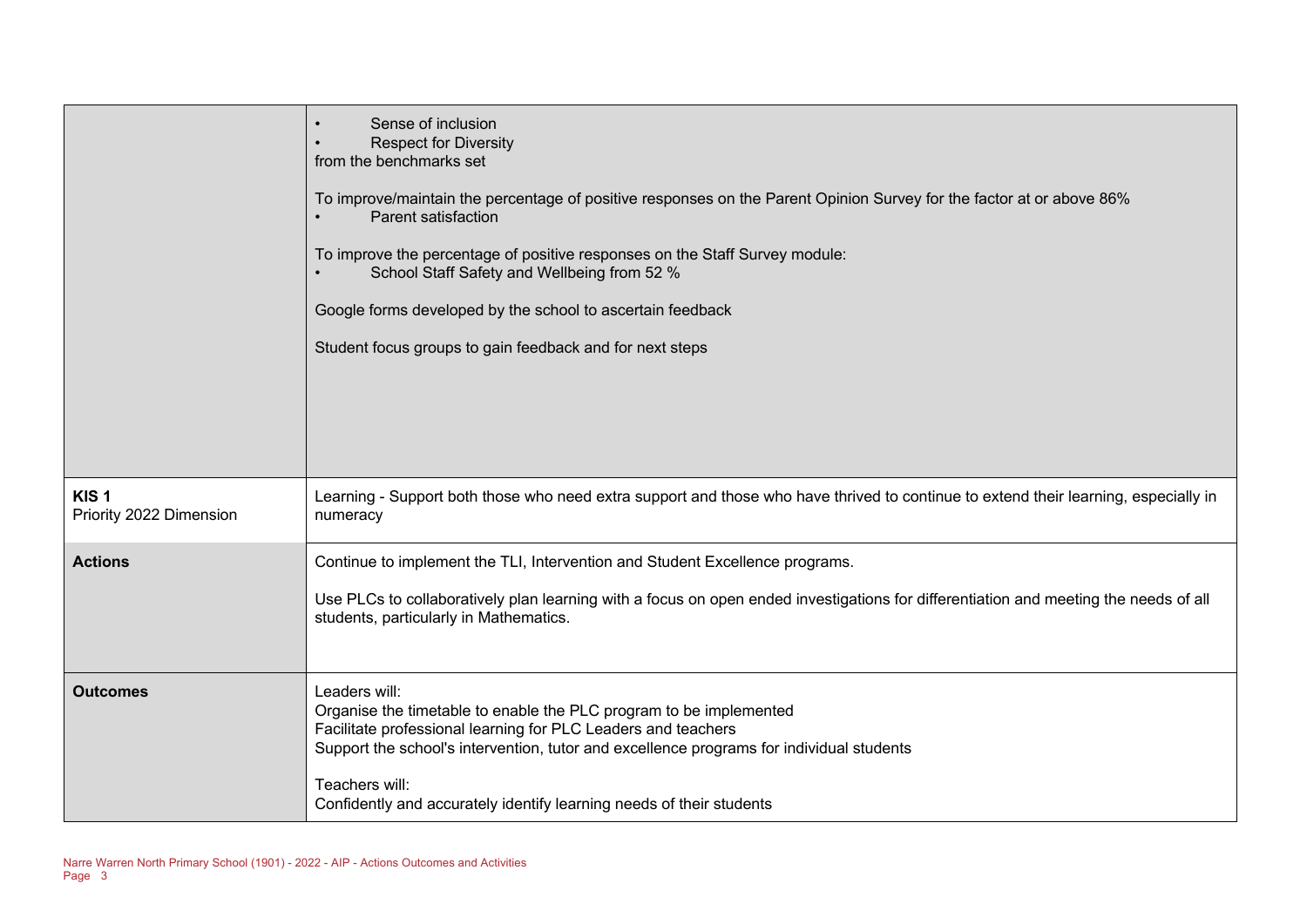| | |
|---|---|
| | • Sense of inclusion<br>• Respect for Diversity<br>from the benchmarks set<br><br>To improve/maintain the percentage of positive responses on the Parent Opinion Survey for the factor at or above 86%<br>• Parent satisfaction<br><br>To improve the percentage of positive responses on the Staff Survey module:<br>• School Staff Safety and Wellbeing from 52 %<br><br>Google forms developed by the school to ascertain feedback<br><br>Student focus groups to gain feedback and for next steps |
| **KIS 1**<br>Priority 2022 Dimension | Learning - Support both those who need extra support and those who have thrived to continue to extend their learning, especially in numeracy |
| **Actions** | Continue to implement the TLI, Intervention and Student Excellence programs.<br><br>Use PLCs to collaboratively plan learning with a focus on open ended investigations for differentiation and meeting the needs of all students, particularly in Mathematics. |
| **Outcomes** | Leaders will:<br>Organise the timetable to enable the PLC program to be implemented<br>Facilitate professional learning for PLC Leaders and teachers<br>Support the school's intervention, tutor and excellence programs for individual students<br><br>Teachers will:<br>Confidently and accurately identify learning needs of their students |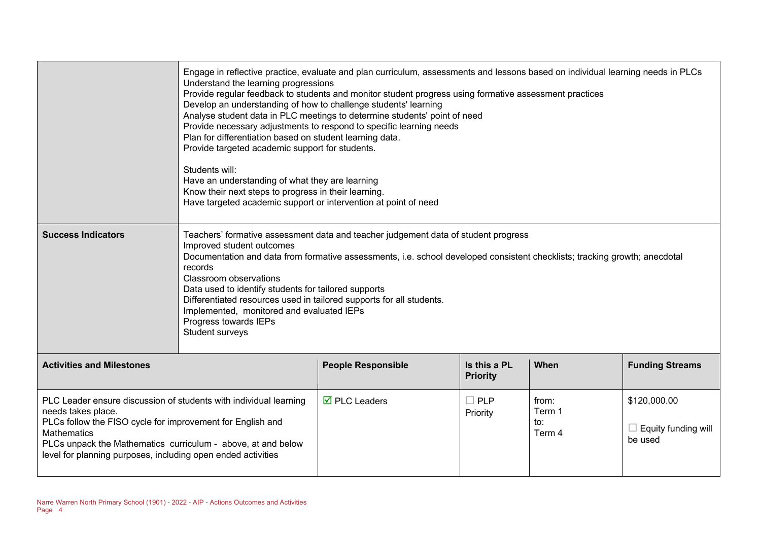| | |
|---|---|
| | Engage in reflective practice, evaluate and plan curriculum, assessments and lessons based on individual learning needs in PLCs<br>Understand the learning progressions<br>Provide regular feedback to students and monitor student progress using formative assessment practices<br>Develop an understanding of how to challenge students' learning<br>Analyse student data in PLC meetings to determine students' point of need<br>Provide necessary adjustments to respond to specific learning needs<br>Plan for differentiation based on student learning data.<br>Provide targeted academic support for students.<br><br>Students will:<br>Have an understanding of what they are learning<br>Know their next steps to progress in their learning.<br>Have targeted academic support or intervention at point of need |
| **Success Indicators** | Teachers' formative assessment data and teacher judgement data of student progress<br>Improved student outcomes<br>Documentation and data from formative assessments, i.e. school developed consistent checklists; tracking growth; anecdotal records<br>Classroom observations<br>Data used to identify students for tailored supports<br>Differentiated resources used in tailored supports for all students.<br>Implemented, monitored and evaluated IEPs<br>Progress towards IEPs<br>Student surveys |

| Activities and Milestones | People Responsible | Is this a PL Priority | When | Funding Streams |
|---|---|---|---|---|
| PLC Leader ensure discussion of students with individual learning needs takes place.<br>PLCs follow the FISO cycle for improvement for English and Mathematics<br>PLCs unpack the Mathematics curriculum - above, at and below level for planning purposes, including open ended activities | ☑ PLC Leaders | ☐ PLP Priority | from:<br>Term 1<br>to:<br>Term 4 | $120,000.00<br><br>☐ Equity funding will be used |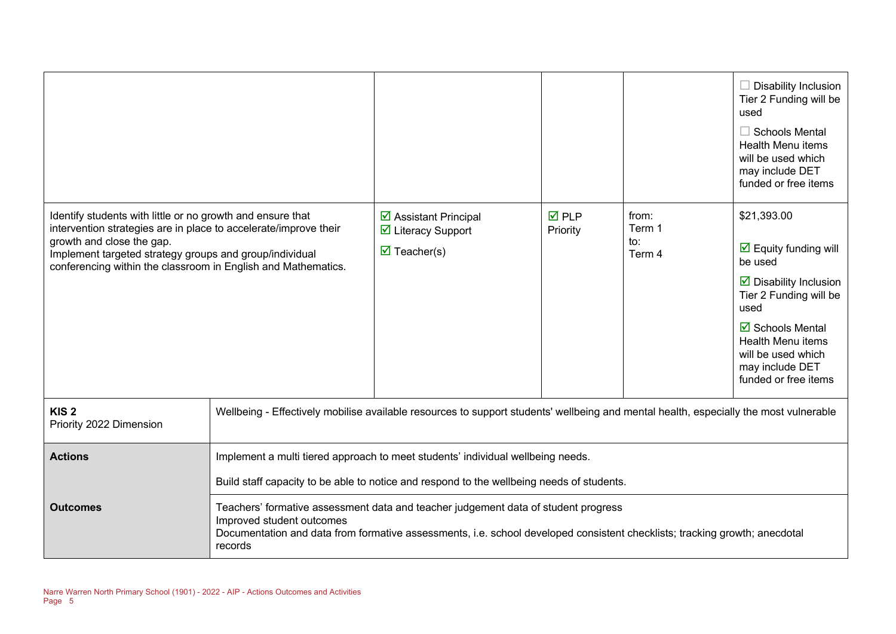| | | | | |
|---|---|---|---|---|
| | | | | ☐ Disability Inclusion Tier 2 Funding will be used<br>☐ Schools Mental Health Menu items will be used which may include DET funded or free items |
| Identify students with little or no growth and ensure that intervention strategies are in place to accelerate/improve their growth and close the gap.<br>Implement targeted strategy groups and group/individual conferencing within the classroom in English and Mathematics. | ☑ Assistant Principal<br>☑ Literacy Support<br>☑ Teacher(s) | ☑ PLP Priority | from: Term 1<br>to: Term 4 | $21,393.00<br>☑ Equity funding will be used<br>☑ Disability Inclusion Tier 2 Funding will be used<br>☑ Schools Mental Health Menu items will be used which may include DET funded or free items |

| | |
|---|---|
| **KIS 2**<br>Priority 2022 Dimension | Wellbeing - Effectively mobilise available resources to support students' wellbeing and mental health, especially the most vulnerable |
| **Actions** | Implement a multi tiered approach to meet students' individual wellbeing needs.<br>Build staff capacity to be able to notice and respond to the wellbeing needs of students. |
| **Outcomes** | Teachers' formative assessment data and teacher judgement data of student progress<br>Improved student outcomes<br>Documentation and data from formative assessments, i.e. school developed consistent checklists; tracking growth; anecdotal records |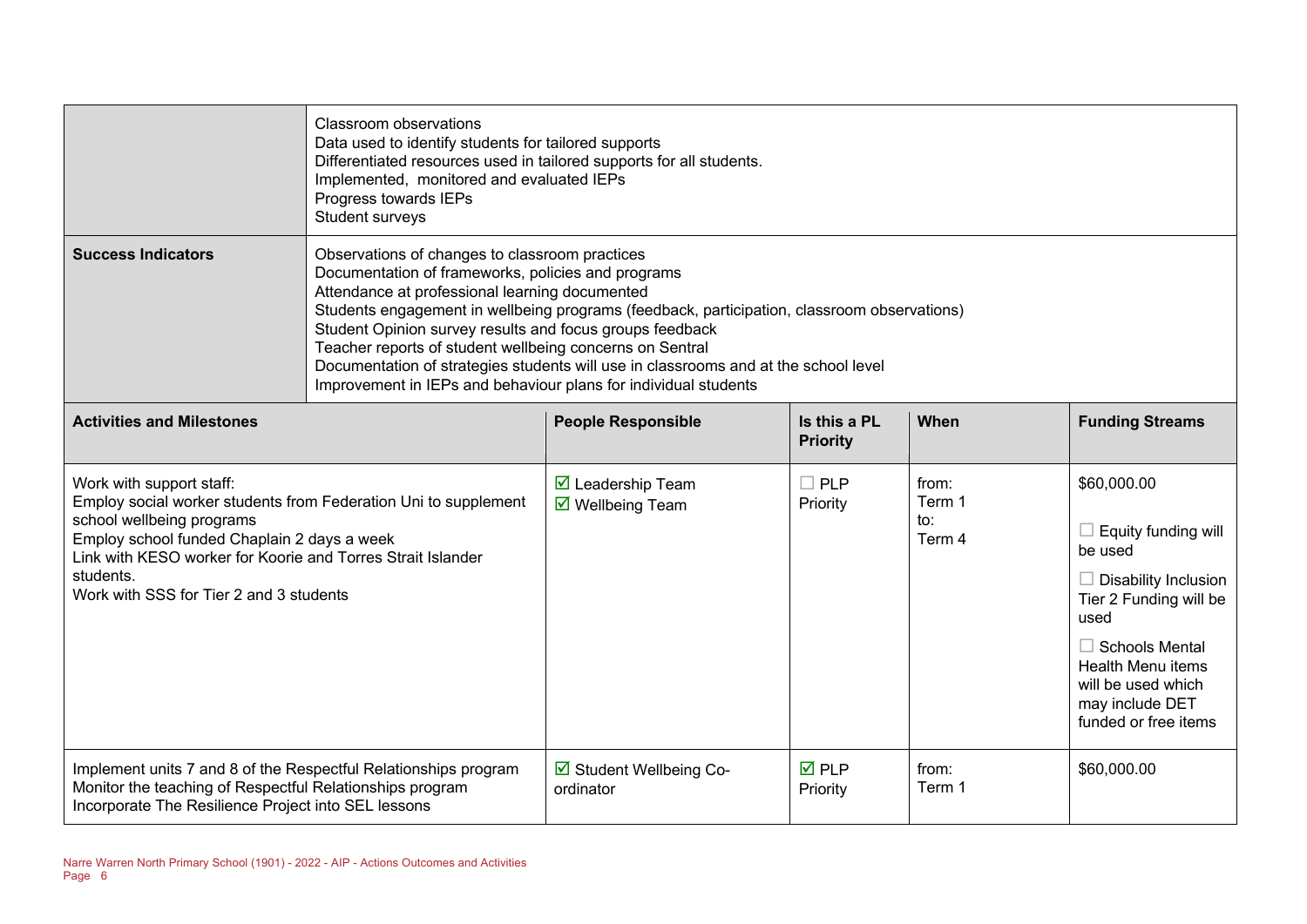| | |
|---|---|
| | Classroom observations<br>Data used to identify students for tailored supports<br>Differentiated resources used in tailored supports for all students.<br>Implemented, monitored and evaluated IEPs<br>Progress towards IEPs<br>Student surveys |
| **Success Indicators** | Observations of changes to classroom practices<br>Documentation of frameworks, policies and programs<br>Attendance at professional learning documented<br>Students engagement in wellbeing programs (feedback, participation, classroom observations)<br>Student Opinion survey results and focus groups feedback<br>Teacher reports of student wellbeing concerns on Sentral<br>Documentation of strategies students will use in classrooms and at the school level<br>Improvement in IEPs and behaviour plans for individual students |

| **Activities and Milestones** | **People Responsible** | **Is this a PL Priority** | **When** | **Funding Streams** |
|---|---|---|---|---|
| Work with support staff:<br>Employ social worker students from Federation Uni to supplement school wellbeing programs<br>Employ school funded Chaplain 2 days a week<br>Link with KESO worker for Koorie and Torres Strait Islander students.<br>Work with SSS for Tier 2 and 3 students | ☑ Leadership Team<br>☑ Wellbeing Team | ☐ PLP Priority | from:<br>Term 1<br>to:<br>Term 4 | $60,000.00<br><br>☐ Equity funding will be used<br><br>☐ Disability Inclusion Tier 2 Funding will be used<br><br>☐ Schools Mental Health Menu items will be used which may include DET funded or free items |
| Implement units 7 and 8 of the Respectful Relationships program<br>Monitor the teaching of Respectful Relationships program<br>Incorporate The Resilience Project into SEL lessons | ☑ Student Wellbeing Co-ordinator | ☑ PLP Priority | from:<br>Term 1 | $60,000.00 |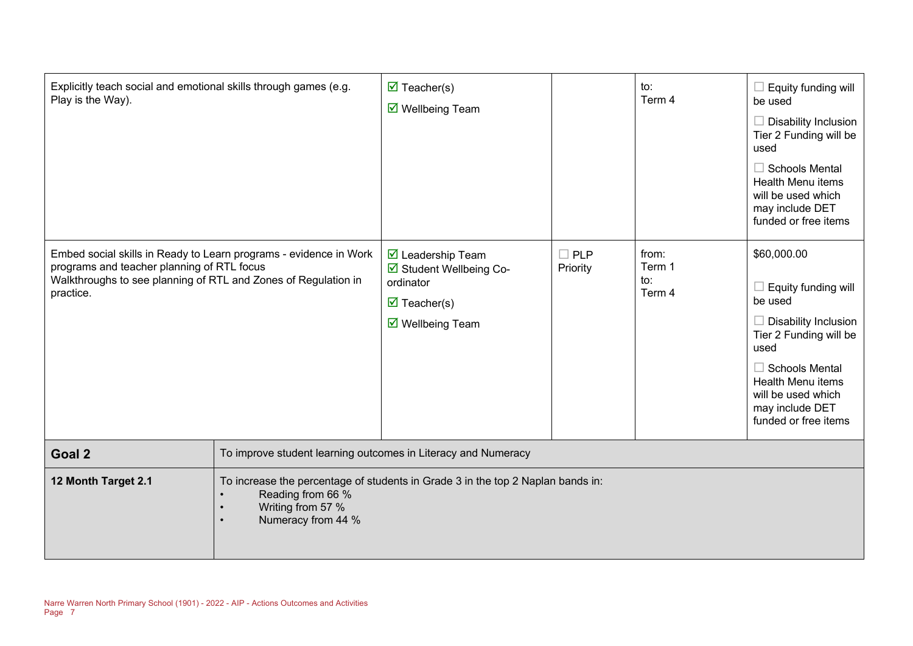| | | | | |
|---|---|---|---|---|
| Explicitly teach social and emotional skills through games (e.g. Play is the Way). | ☑ Teacher(s)<br>☑ Wellbeing Team | | to:<br>Term 4 | ☐ Equity funding will be used<br>☐ Disability Inclusion Tier 2 Funding will be used<br>☐ Schools Mental Health Menu items will be used which may include DET funded or free items |
| Embed social skills in Ready to Learn programs - evidence in Work programs and teacher planning of RTL focus<br>Walkthroughs to see planning of RTL and Zones of Regulation in practice. | ☑ Leadership Team<br>☑ Student Wellbeing Co-ordinator<br>☑ Teacher(s)<br>☑ Wellbeing Team | ☐ PLP Priority | from:<br>Term 1<br>to:<br>Term 4 | $60,000.00<br>☐ Equity funding will be used<br>☐ Disability Inclusion Tier 2 Funding will be used<br>☐ Schools Mental Health Menu items will be used which may include DET funded or free items |

| | |
|---|---|
| **Goal 2** | To improve student learning outcomes in Literacy and Numeracy |
| **12 Month Target 2.1** | To increase the percentage of students in Grade 3 in the top 2 Naplan bands in:<br>• Reading from 66 %<br>• Writing from 57 %<br>• Numeracy from 44 % |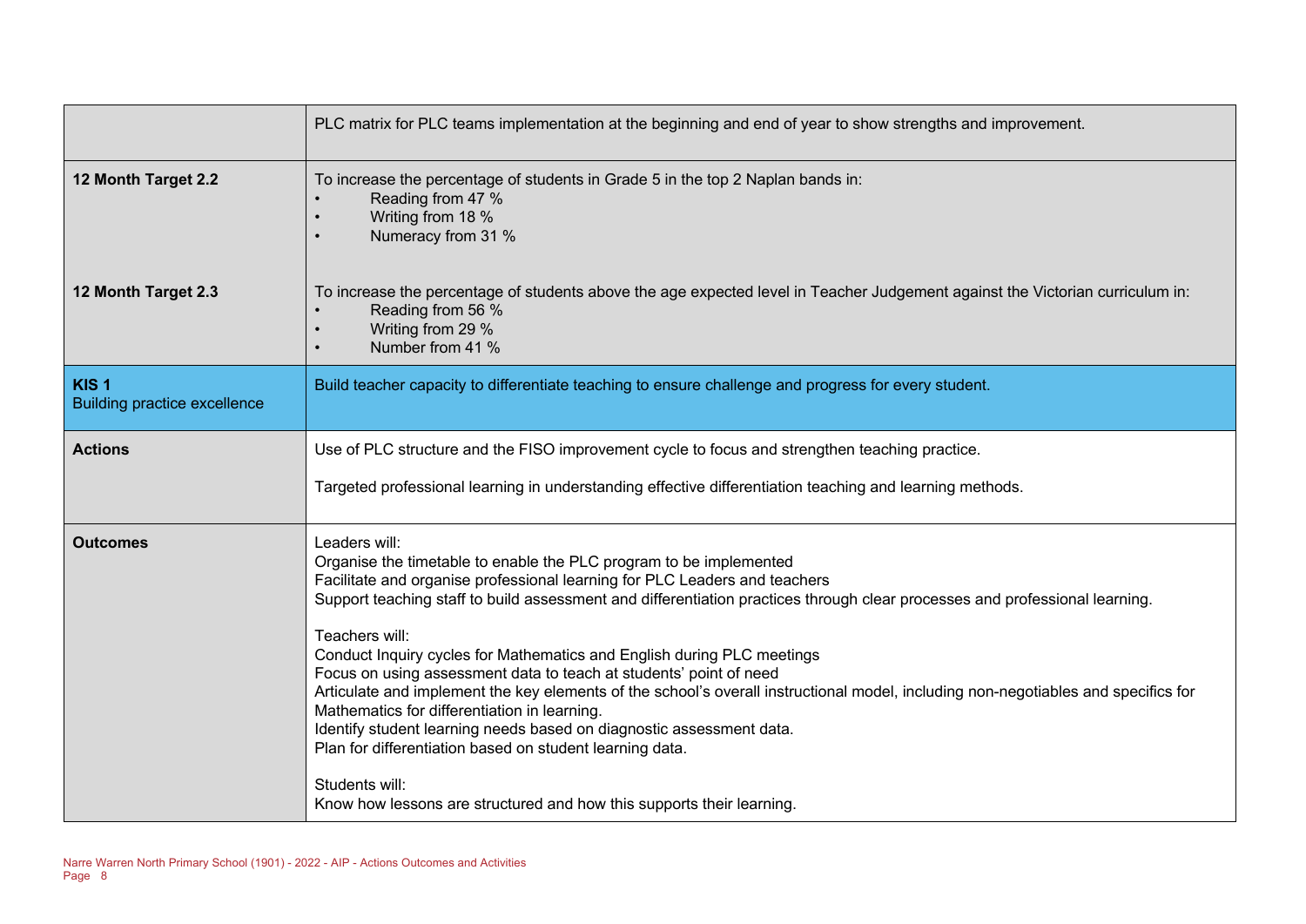| | |
|---|---|
| | PLC matrix for PLC teams implementation at the beginning and end of year to show strengths and improvement. |
| **12 Month Target 2.2** | To increase the percentage of students in Grade 5 in the top 2 Naplan bands in:<br>• Reading from 47 %<br>• Writing from 18 %<br>• Numeracy from 31 % |
| **12 Month Target 2.3** | To increase the percentage of students above the age expected level in Teacher Judgement against the Victorian curriculum in:<br>• Reading from 56 %<br>• Writing from 29 %<br>• Number from 41 % |
| **KIS 1**<br>Building practice excellence | Build teacher capacity to differentiate teaching to ensure challenge and progress for every student. |
| **Actions** | Use of PLC structure and the FISO improvement cycle to focus and strengthen teaching practice.<br><br>Targeted professional learning in understanding effective differentiation teaching and learning methods. |
| **Outcomes** | Leaders will:<br>Organise the timetable to enable the PLC program to be implemented<br>Facilitate and organise professional learning for PLC Leaders and teachers<br>Support teaching staff to build assessment and differentiation practices through clear processes and professional learning.<br><br>Teachers will:<br>Conduct Inquiry cycles for Mathematics and English during PLC meetings<br>Focus on using assessment data to teach at students' point of need<br>Articulate and implement the key elements of the school's overall instructional model, including non-negotiables and specifics for Mathematics for differentiation in learning.<br>Identify student learning needs based on diagnostic assessment data.<br>Plan for differentiation based on student learning data.<br><br>Students will:<br>Know how lessons are structured and how this supports their learning. |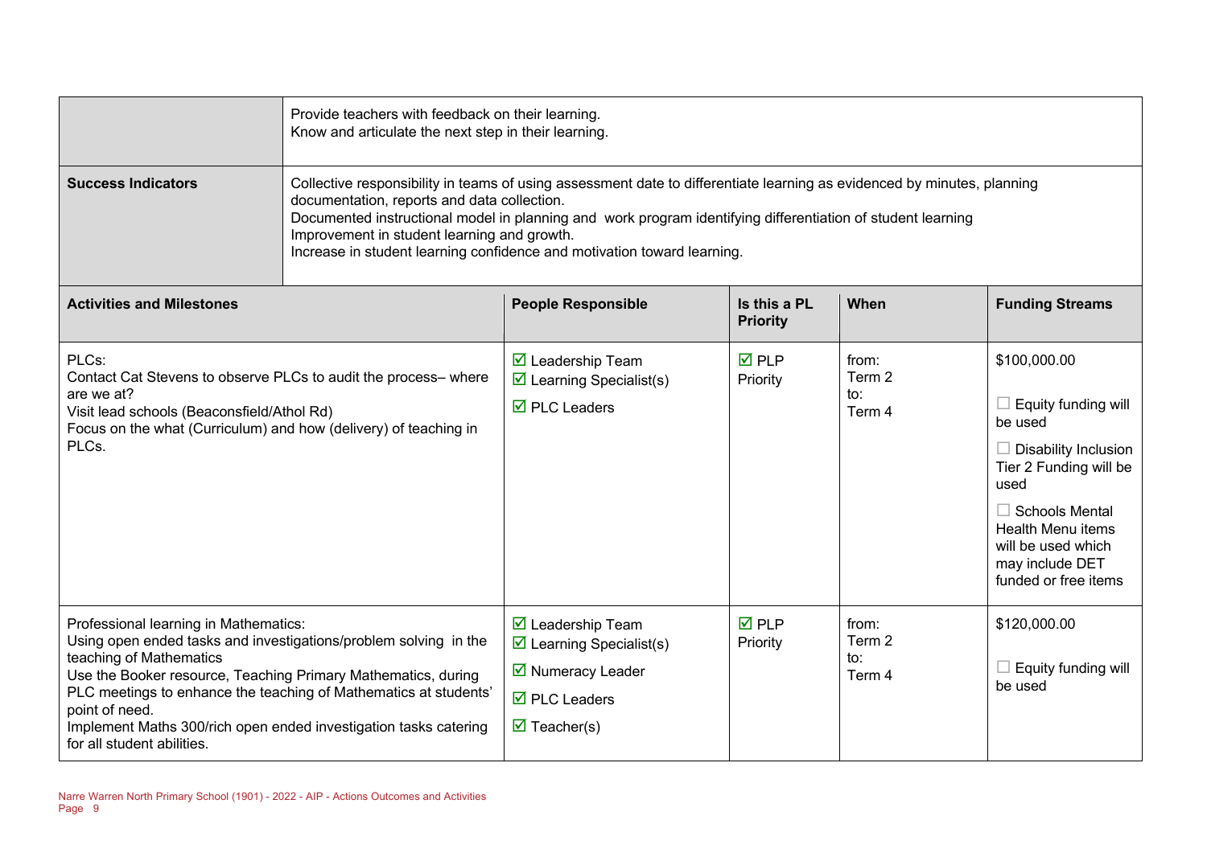| | |
|---|---|
| | Provide teachers with feedback on their learning.<br>Know and articulate the next step in their learning. |
| **Success Indicators** | Collective responsibility in teams of using assessment date to differentiate learning as evidenced by minutes, planning documentation, reports and data collection.<br>Documented instructional model in planning and work program identifying differentiation of student learning<br>Improvement in student learning and growth.<br>Increase in student learning confidence and motivation toward learning. |

| **Activities and Milestones** | **People Responsible** | **Is this a PL Priority** | **When** | **Funding Streams** |
|---|---|---|---|---|
| PLCs:<br>Contact Cat Stevens to observe PLCs to audit the process– where are we at?<br>Visit lead schools (Beaconsfield/Athol Rd)<br>Focus on the what (Curriculum) and how (delivery) of teaching in PLCs. | ☑ Leadership Team<br>☑ Learning Specialist(s)<br>☑ PLC Leaders | ☑ PLP Priority | from:<br>Term 2<br>to:<br>Term 4 | $100,000.00<br>☐ Equity funding will be used<br>☐ Disability Inclusion Tier 2 Funding will be used<br>☐ Schools Mental Health Menu items will be used which may include DET funded or free items |
| Professional learning in Mathematics:<br>Using open ended tasks and investigations/problem solving in the teaching of Mathematics<br>Use the Booker resource, Teaching Primary Mathematics, during PLC meetings to enhance the teaching of Mathematics at students' point of need.<br>Implement Maths 300/rich open ended investigation tasks catering for all student abilities. | ☑ Leadership Team<br>☑ Learning Specialist(s)<br>☑ Numeracy Leader<br>☑ PLC Leaders<br>☑ Teacher(s) | ☑ PLP Priority | from:<br>Term 2<br>to:<br>Term 4 | $120,000.00<br>☐ Equity funding will be used |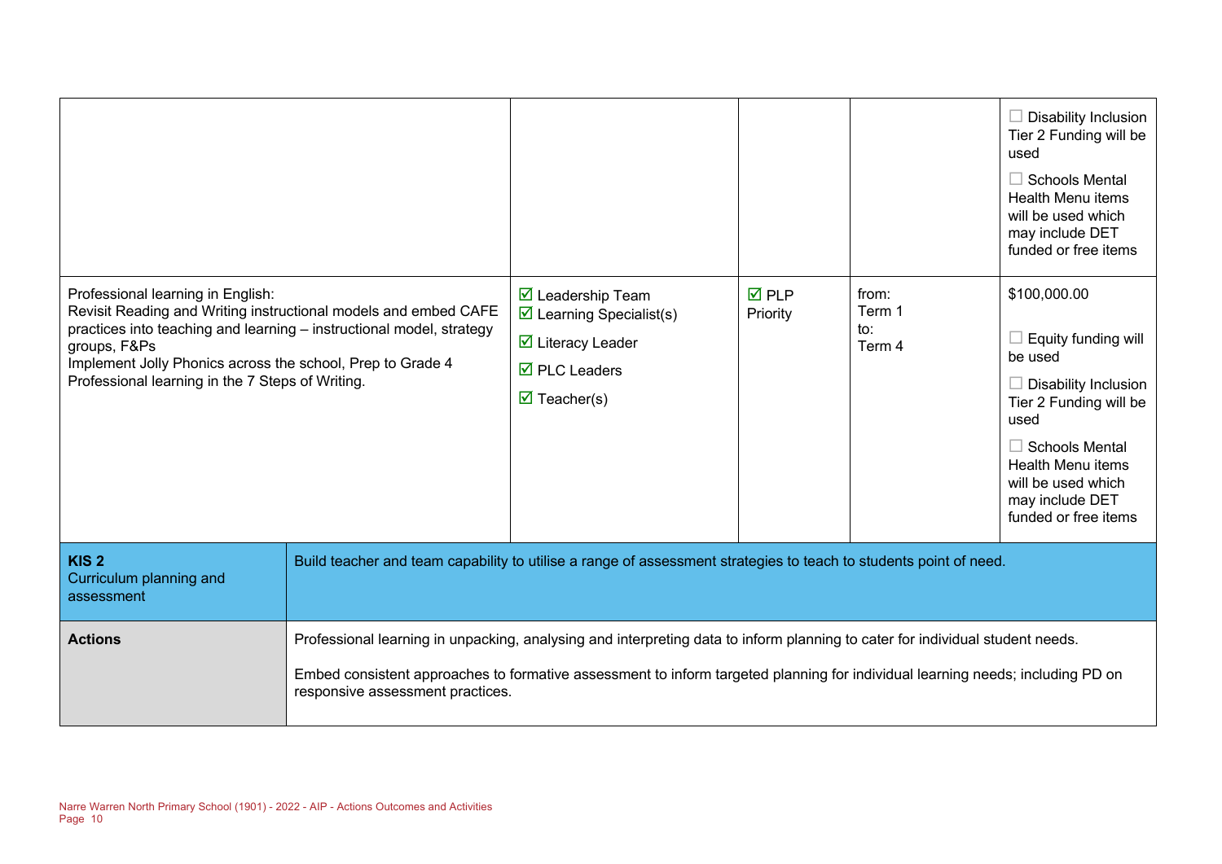| | | | | |
|---|---|---|---|---|
| | | | | ☐ Disability Inclusion Tier 2 Funding will be used<br><br>☐ Schools Mental Health Menu items will be used which may include DET funded or free items |
| Professional learning in English:<br>Revisit Reading and Writing instructional models and embed CAFE practices into teaching and learning – instructional model, strategy groups, F&Ps<br>Implement Jolly Phonics across the school, Prep to Grade 4<br>Professional learning in the 7 Steps of Writing. | ☑ Leadership Team<br>☑ Learning Specialist(s)<br>☑ Literacy Leader<br>☑ PLC Leaders<br>☑ Teacher(s) | ☑ PLP Priority | from:<br>Term 1<br>to:<br>Term 4 | $100,000.00<br><br>☐ Equity funding will be used<br><br>☐ Disability Inclusion Tier 2 Funding will be used<br><br>☐ Schools Mental Health Menu items will be used which may include DET funded or free items |

| | |
|---|---|
| **KIS 2**<br>Curriculum planning and assessment | Build teacher and team capability to utilise a range of assessment strategies to teach to students point of need. |
| **Actions** | Professional learning in unpacking, analysing and interpreting data to inform planning to cater for individual student needs.<br><br>Embed consistent approaches to formative assessment to inform targeted planning for individual learning needs; including PD on responsive assessment practices. |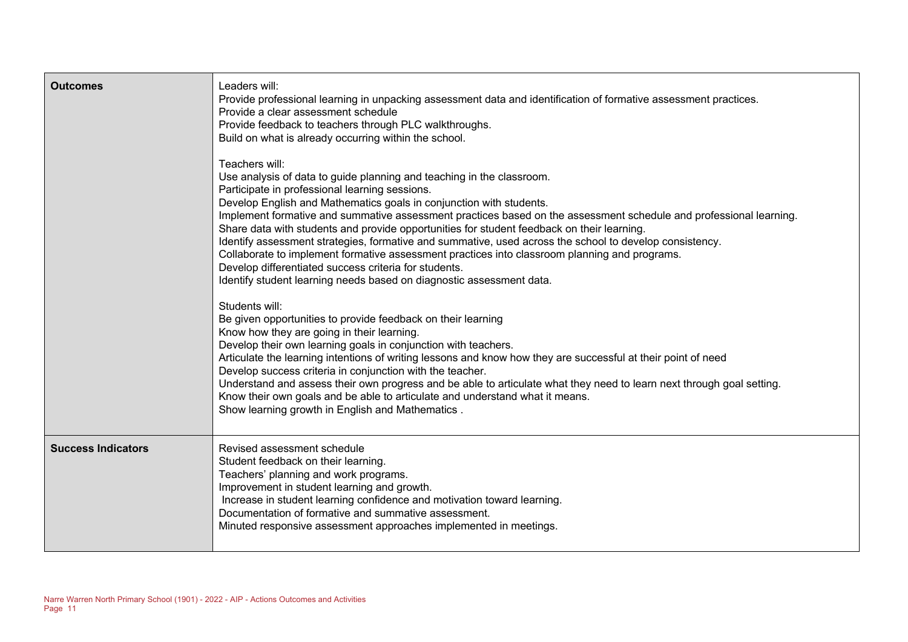| | |
|---|---|
| **Outcomes** | Leaders will:<br>Provide professional learning in unpacking assessment data and identification of formative assessment practices.<br>Provide a clear assessment schedule<br>Provide feedback to teachers through PLC walkthroughs.<br>Build on what is already occurring within the school.<br><br>Teachers will:<br>Use analysis of data to guide planning and teaching in the classroom.<br>Participate in professional learning sessions.<br>Develop English and Mathematics goals in conjunction with students.<br>Implement formative and summative assessment practices based on the assessment schedule and professional learning.<br>Share data with students and provide opportunities for student feedback on their learning.<br>Identify assessment strategies, formative and summative, used across the school to develop consistency.<br>Collaborate to implement formative assessment practices into classroom planning and programs.<br>Develop differentiated success criteria for students.<br>Identify student learning needs based on diagnostic assessment data.<br><br>Students will:<br>Be given opportunities to provide feedback on their learning<br>Know how they are going in their learning.<br>Develop their own learning goals in conjunction with teachers.<br>Articulate the learning intentions of writing lessons and know how they are successful at their point of need<br>Develop success criteria in conjunction with the teacher.<br>Understand and assess their own progress and be able to articulate what they need to learn next through goal setting.<br>Know their own goals and be able to articulate and understand what it means.<br>Show learning growth in English and Mathematics . |
| **Success Indicators** | Revised assessment schedule<br>Student feedback on their learning.<br>Teachers' planning and work programs.<br>Improvement in student learning and growth.<br>Increase in student learning confidence and motivation toward learning.<br>Documentation of formative and summative assessment.<br>Minuted responsive assessment approaches implemented in meetings. |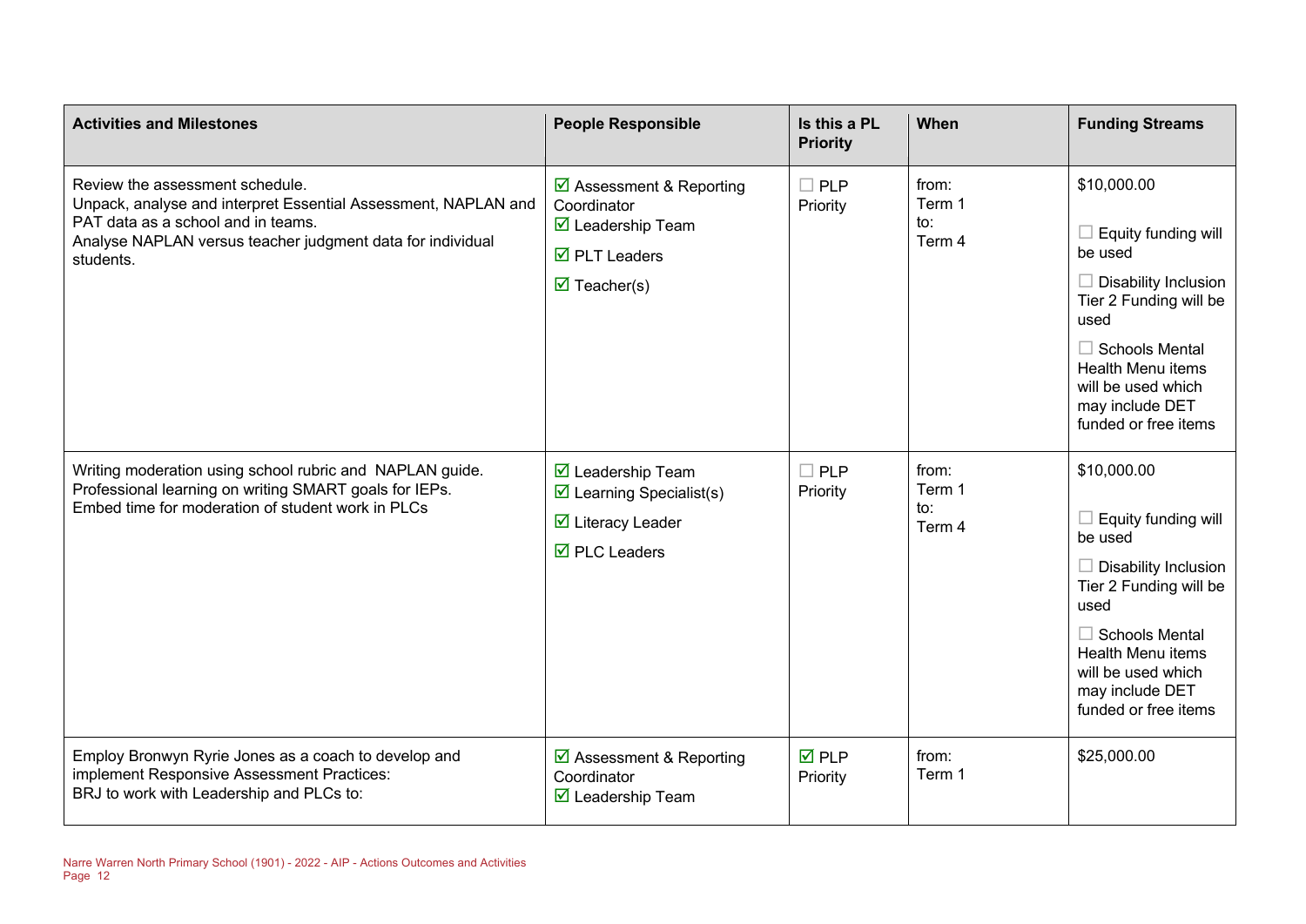| Activities and Milestones | People Responsible | Is this a PL Priority | When | Funding Streams |
|---|---|---|---|---|
| Review the assessment schedule.<br>Unpack, analyse and interpret Essential Assessment, NAPLAN and PAT data as a school and in teams.<br>Analyse NAPLAN versus teacher judgment data for individual students. | ☑ Assessment & Reporting Coordinator<br>☑ Leadership Team<br>☑ PLT Leaders<br>☑ Teacher(s) | ☐ PLP Priority | from:<br>Term 1<br>to:<br>Term 4 | $10,000.00<br>☐ Equity funding will be used<br>☐ Disability Inclusion Tier 2 Funding will be used<br>☐ Schools Mental Health Menu items will be used which may include DET funded or free items |
| Writing moderation using school rubric and NAPLAN guide.<br>Professional learning on writing SMART goals for IEPs.<br>Embed time for moderation of student work in PLCs | ☑ Leadership Team<br>☑ Learning Specialist(s)<br>☑ Literacy Leader<br>☑ PLC Leaders | ☐ PLP Priority | from:<br>Term 1<br>to:<br>Term 4 | $10,000.00<br>☐ Equity funding will be used<br>☐ Disability Inclusion Tier 2 Funding will be used<br>☐ Schools Mental Health Menu items will be used which may include DET funded or free items |
| Employ Bronwyn Ryrie Jones as a coach to develop and implement Responsive Assessment Practices:<br>BRJ to work with Leadership and PLCs to: | ☑ Assessment & Reporting Coordinator<br>☑ Leadership Team | ☑ PLP Priority | from:<br>Term 1 | $25,000.00 |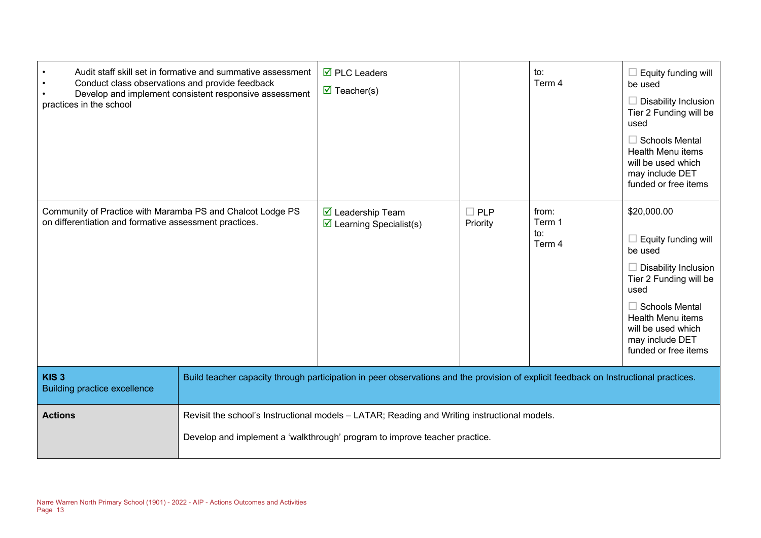| | | | | |
|---|---|---|---|---|
| • Audit staff skill set in formative and summative assessment<br>• Conduct class observations and provide feedback<br>• Develop and implement consistent responsive assessment practices in the school | ☑ PLC Leaders<br>☑ Teacher(s) | | to:<br>Term 4 | ☐ Equity funding will be used<br>☐ Disability Inclusion Tier 2 Funding will be used<br>☐ Schools Mental Health Menu items will be used which may include DET funded or free items |
| Community of Practice with Maramba PS and Chalcot Lodge PS on differentiation and formative assessment practices. | ☑ Leadership Team<br>☑ Learning Specialist(s) | ☐ PLP Priority | from:<br>Term 1<br>to:<br>Term 4 | $20,000.00<br>☐ Equity funding will be used<br>☐ Disability Inclusion Tier 2 Funding will be used<br>☐ Schools Mental Health Menu items will be used which may include DET funded or free items |

| | |
|---|---|
| **KIS 3**<br>Building practice excellence | Build teacher capacity through participation in peer observations and the provision of explicit feedback on Instructional practices. |
| **Actions** | Revisit the school's Instructional models – LATAR; Reading and Writing instructional models.<br><br>Develop and implement a 'walkthrough' program to improve teacher practice. |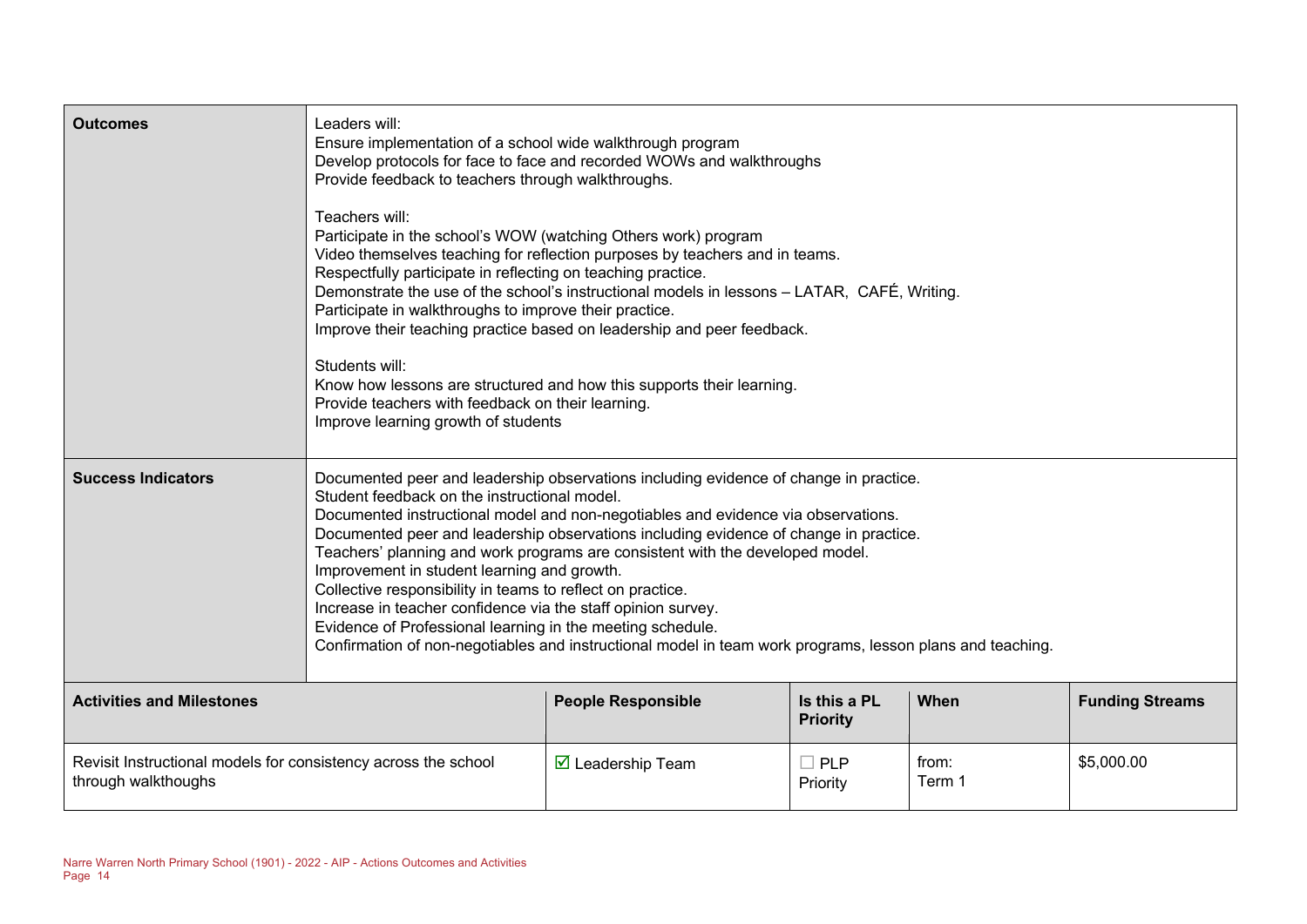| **Outcomes** | Leaders will:<br>Ensure implementation of a school wide walkthrough program<br>Develop protocols for face to face and recorded WOWs and walkthroughs<br>Provide feedback to teachers through walkthroughs.<br><br>Teachers will:<br>Participate in the school's WOW (watching Others work) program<br>Video themselves teaching for reflection purposes by teachers and in teams.<br>Respectfully participate in reflecting on teaching practice.<br>Demonstrate the use of the school's instructional models in lessons – LATAR, CAFÉ, Writing.<br>Participate in walkthroughs to improve their practice.<br>Improve their teaching practice based on leadership and peer feedback.<br><br>Students will:<br>Know how lessons are structured and how this supports their learning.<br>Provide teachers with feedback on their learning.<br>Improve learning growth of students |
|---|---|
| **Success Indicators** | Documented peer and leadership observations including evidence of change in practice.<br>Student feedback on the instructional model.<br>Documented instructional model and non-negotiables and evidence via observations.<br>Documented peer and leadership observations including evidence of change in practice.<br>Teachers' planning and work programs are consistent with the developed model.<br>Improvement in student learning and growth.<br>Collective responsibility in teams to reflect on practice.<br>Increase in teacher confidence via the staff opinion survey.<br>Evidence of Professional learning in the meeting schedule.<br>Confirmation of non-negotiables and instructional model in team work programs, lesson plans and teaching. |

| **Activities and Milestones** | **People Responsible** | **Is this a PL Priority** | **When** | **Funding Streams** |
|---|---|---|---|---|
| Revisit Instructional models for consistency across the school through walkthoughs | ☑ Leadership Team | ☐ PLP Priority | from: Term 1 | $5,000.00 |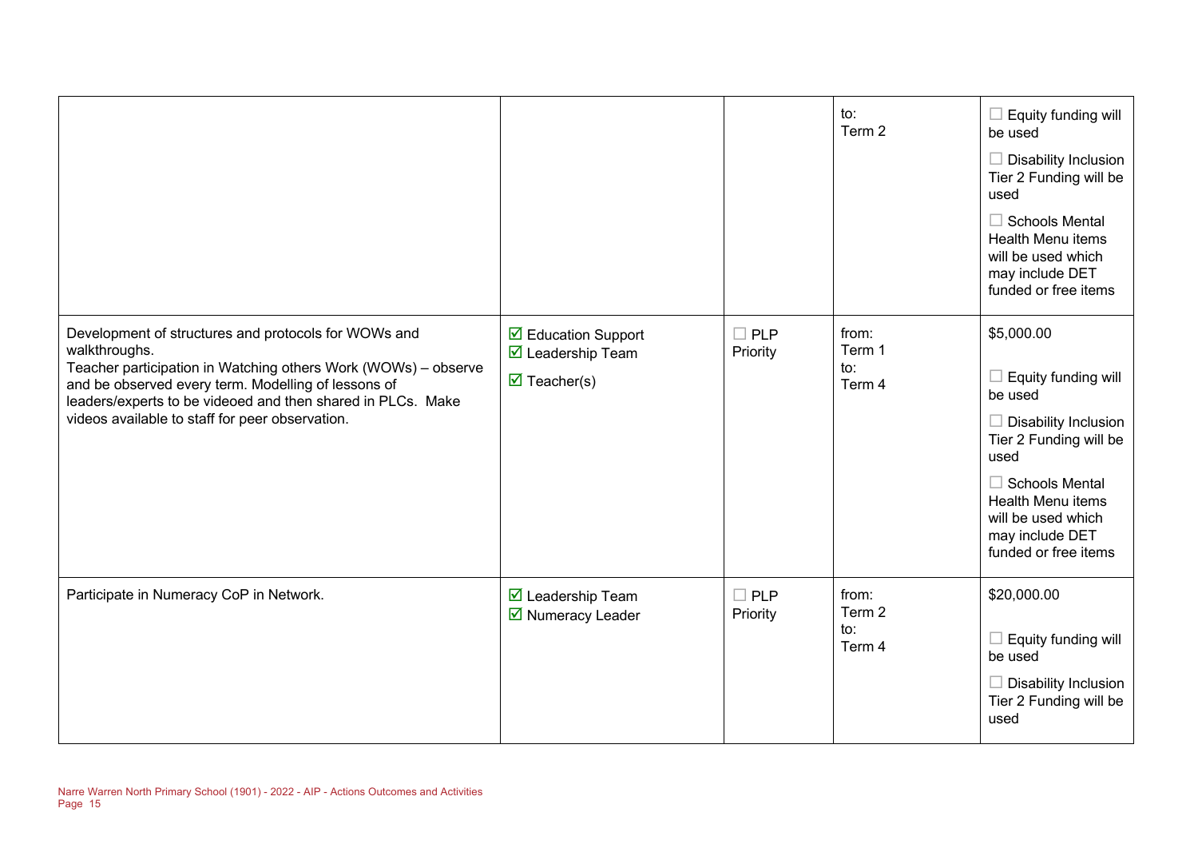|  |  |  | to:<br>Term 2 | ☐ Equity funding will be used<br>☐ Disability Inclusion Tier 2 Funding will be used<br>☐ Schools Mental Health Menu items will be used which may include DET funded or free items |
|---|---|---|---|---|
| Development of structures and protocols for WOWs and walkthroughs.<br>Teacher participation in Watching others Work (WOWs) – observe and be observed every term. Modelling of lessons of leaders/experts to be videoed and then shared in PLCs. Make videos available to staff for peer observation. | ☑ Education Support<br>☑ Leadership Team<br>☑ Teacher(s) | ☐ PLP Priority | from:<br>Term 1<br>to:<br>Term 4 | $5,000.00<br>☐ Equity funding will be used<br>☐ Disability Inclusion Tier 2 Funding will be used<br>☐ Schools Mental Health Menu items will be used which may include DET funded or free items |
| Participate in Numeracy CoP in Network. | ☑ Leadership Team<br>☑ Numeracy Leader | ☐ PLP Priority | from:<br>Term 2<br>to:<br>Term 4 | $20,000.00<br>☐ Equity funding will be used<br>☐ Disability Inclusion Tier 2 Funding will be used |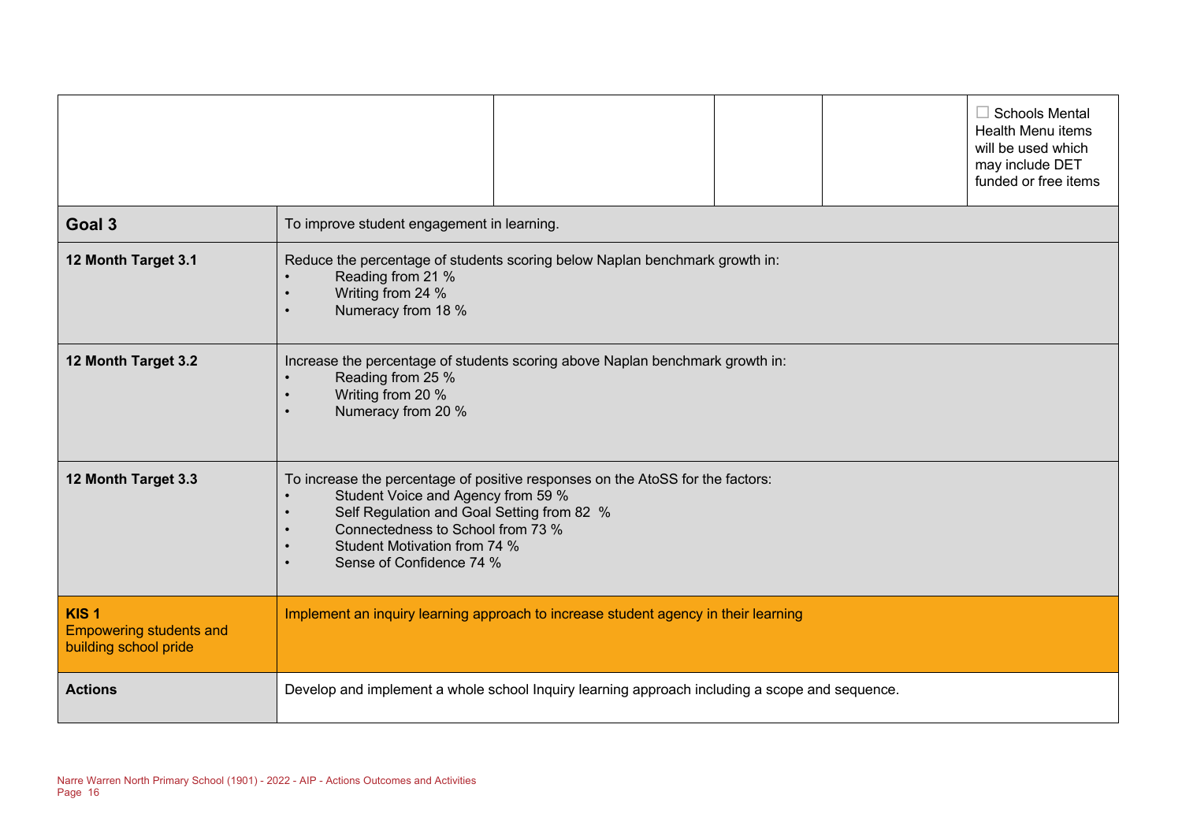| | | | | |
|---|---|---|---|---|
| | | | | ☐ Schools Mental Health Menu items will be used which may include DET funded or free items |

| | |
|---|---|
| **Goal 3** | To improve student engagement in learning. |
| **12 Month Target 3.1** | Reduce the percentage of students scoring below Naplan benchmark growth in:<br>• Reading from 21 %<br>• Writing from 24 %<br>• Numeracy from 18 % |
| **12 Month Target 3.2** | Increase the percentage of students scoring above Naplan benchmark growth in:<br>• Reading from 25 %<br>• Writing from 20 %<br>• Numeracy from 20 % |
| **12 Month Target 3.3** | To increase the percentage of positive responses on the AtoSS for the factors:<br>• Student Voice and Agency from 59 %<br>• Self Regulation and Goal Setting from 82 %<br>• Connectedness to School from 73 %<br>• Student Motivation from 74 %<br>• Sense of Confidence 74 % |
| **KIS 1**<br>Empowering students and building school pride | Implement an inquiry learning approach to increase student agency in their learning |
| **Actions** | Develop and implement a whole school Inquiry learning approach including a scope and sequence. |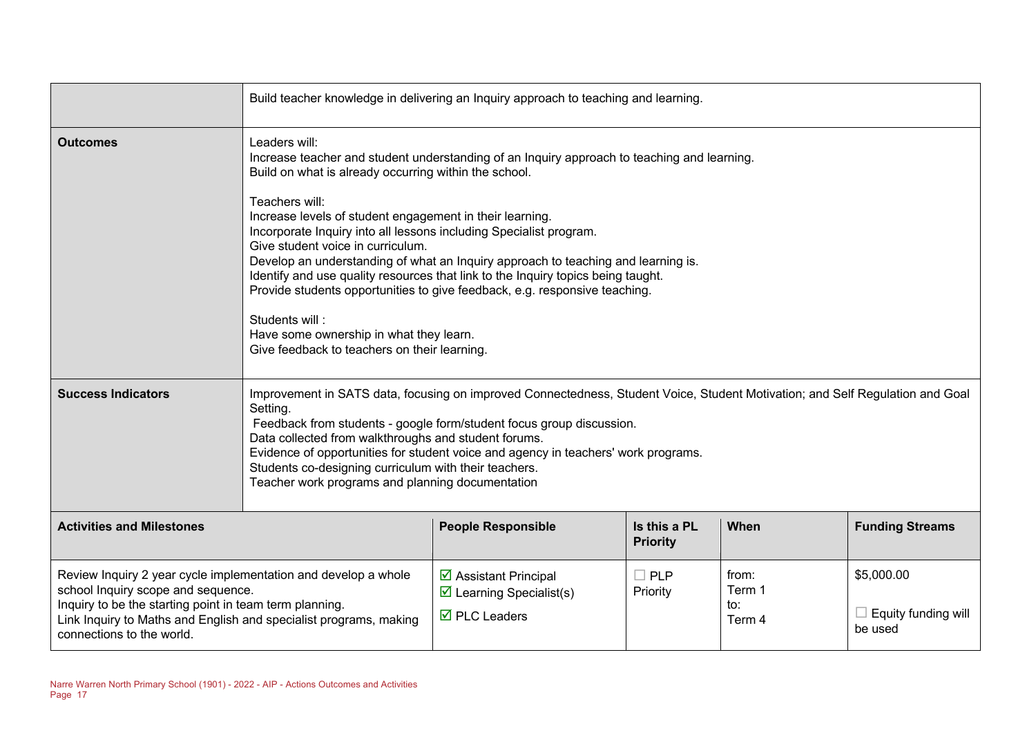| | |
|---|---|
| | Build teacher knowledge in delivering an Inquiry approach to teaching and learning. |
| **Outcomes** | Leaders will:<br>Increase teacher and student understanding of an Inquiry approach to teaching and learning.<br>Build on what is already occurring within the school.<br><br>Teachers will:<br>Increase levels of student engagement in their learning.<br>Incorporate Inquiry into all lessons including Specialist program.<br>Give student voice in curriculum.<br>Develop an understanding of what an Inquiry approach to teaching and learning is.<br>Identify and use quality resources that link to the Inquiry topics being taught.<br>Provide students opportunities to give feedback, e.g. responsive teaching.<br><br>Students will :<br>Have some ownership in what they learn.<br>Give feedback to teachers on their learning. |
| **Success Indicators** | Improvement in SATS data, focusing on improved Connectedness, Student Voice, Student Motivation; and Self Regulation and Goal Setting.<br>Feedback from students - google form/student focus group discussion.<br>Data collected from walkthroughs and student forums.<br>Evidence of opportunities for student voice and agency in teachers' work programs.<br>Students co-designing curriculum with their teachers.<br>Teacher work programs and planning documentation |

| **Activities and Milestones** | **People Responsible** | **Is this a PL Priority** | **When** | **Funding Streams** |
|---|---|---|---|---|
| Review Inquiry 2 year cycle implementation and develop a whole school Inquiry scope and sequence.<br>Inquiry to be the starting point in team term planning.<br>Link Inquiry to Maths and English and specialist programs, making connections to the world. | ☑ Assistant Principal<br>☑ Learning Specialist(s)<br>☑ PLC Leaders | ☐ PLP Priority | from:<br>Term 1<br>to:<br>Term 4 | $5,000.00<br><br>☐ Equity funding will be used |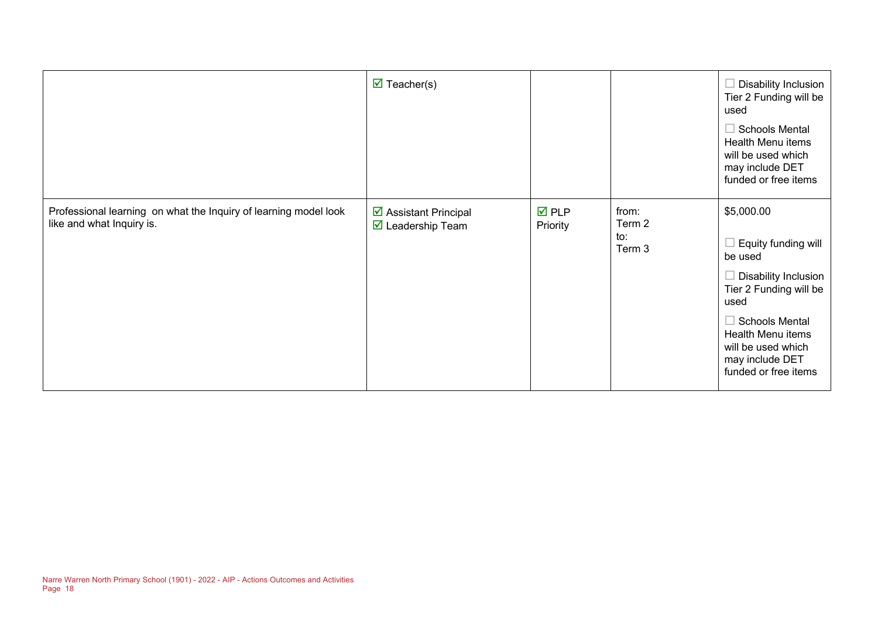| | | | | |
|---|---|---|---|---|
| | ☑ Teacher(s) | | | ☐ Disability Inclusion Tier 2 Funding will be used<br><br>☐ Schools Mental Health Menu items will be used which may include DET funded or free items |
| Professional learning on what the Inquiry of learning model look like and what Inquiry is. | ☑ Assistant Principal<br>☑ Leadership Team | ☑ PLP Priority | from:<br>Term 2<br>to:<br>Term 3 | $5,000.00<br><br>☐ Equity funding will be used<br><br>☐ Disability Inclusion Tier 2 Funding will be used<br><br>☐ Schools Mental Health Menu items will be used which may include DET funded or free items |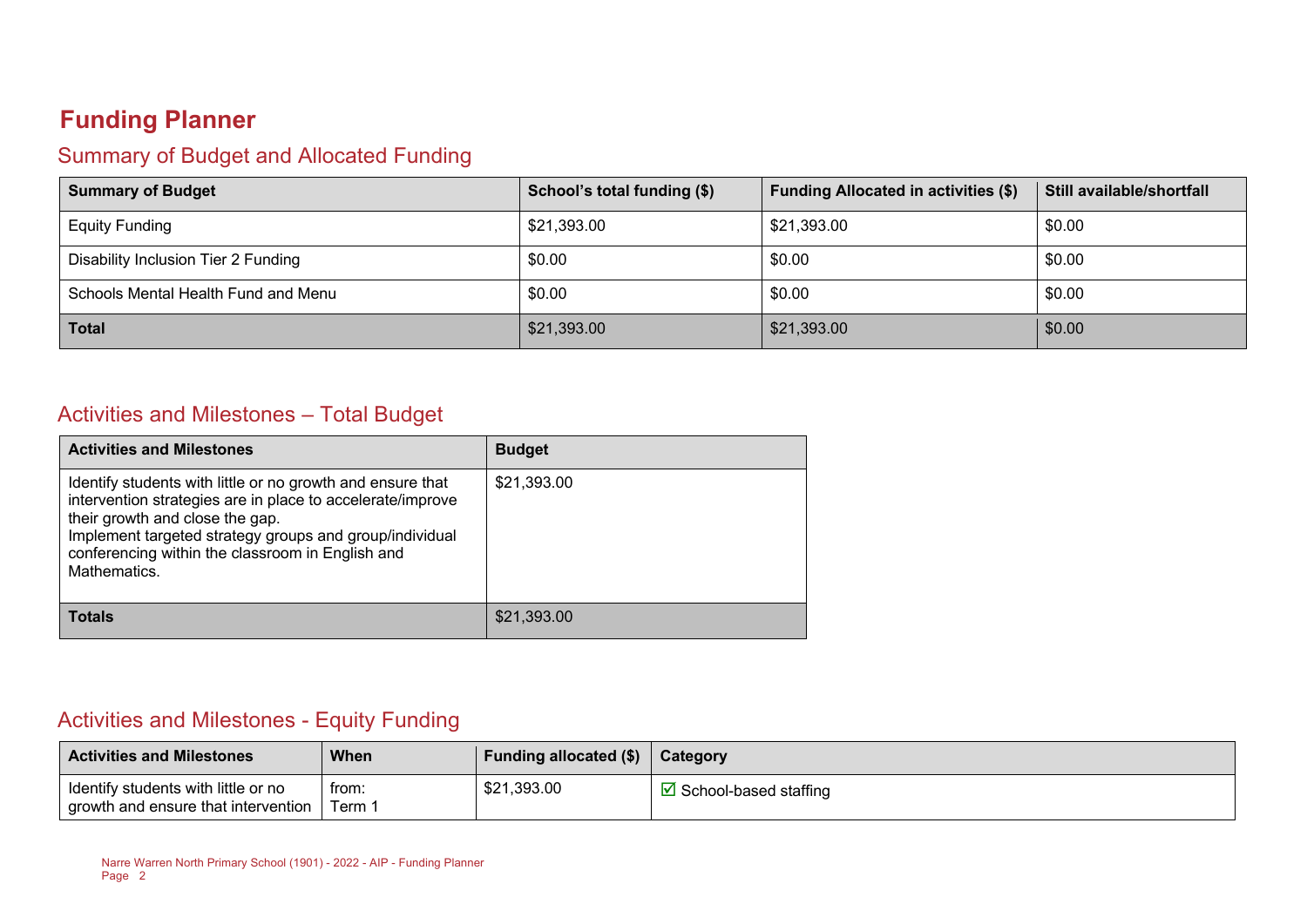# Funding Planner

## Summary of Budget and Allocated Funding

| Summary of Budget | School's total funding ($) | Funding Allocated in activities ($) | Still available/shortfall |
|---|---|---|---|
| Equity Funding | $21,393.00 | $21,393.00 | $0.00 |
| Disability Inclusion Tier 2 Funding | $0.00 | $0.00 | $0.00 |
| Schools Mental Health Fund and Menu | $0.00 | $0.00 | $0.00 |
| **Total** | $21,393.00 | $21,393.00 | $0.00 |

## Activities and Milestones – Total Budget

| Activities and Milestones | Budget |
|---|---|
| Identify students with little or no growth and ensure that intervention strategies are in place to accelerate/improve their growth and close the gap.<br>Implement targeted strategy groups and group/individual conferencing within the classroom in English and Mathematics. | $21,393.00 |
| **Totals** | $21,393.00 |

## Activities and Milestones - Equity Funding

| Activities and Milestones | When | Funding allocated ($) | Category |
|---|---|---|---|
| Identify students with little or no growth and ensure that intervention | from:<br>Term 1 | $21,393.00 | ☑ School-based staffing |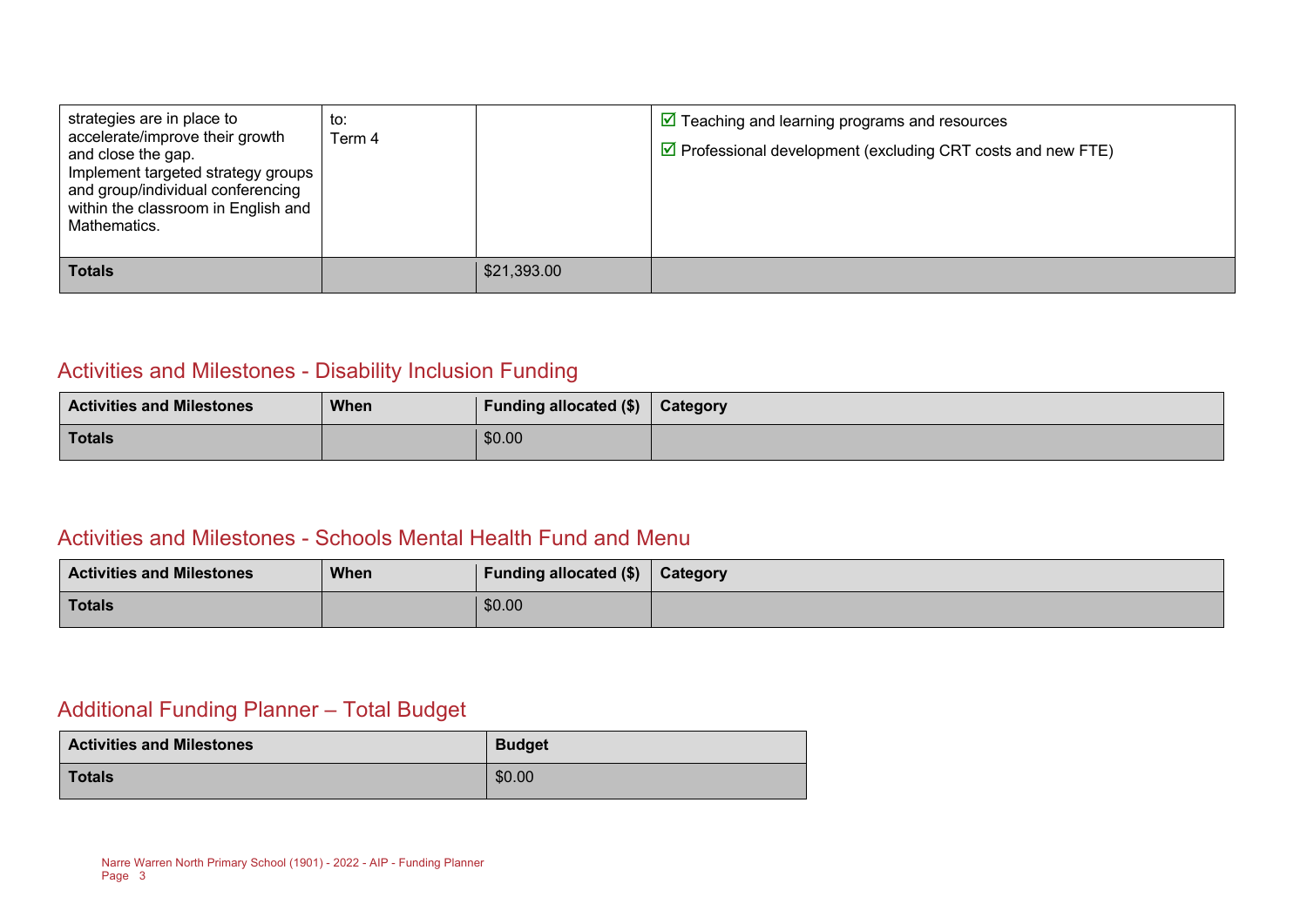| | | | |
|---|---|---|---|
| strategies are in place to accelerate/improve their growth and close the gap. Implement targeted strategy groups and group/individual conferencing within the classroom in English and Mathematics. | to: Term 4 | | ☑ Teaching and learning programs and resources<br>☑ Professional development (excluding CRT costs and new FTE) |
| **Totals** | | $21,393.00 | |

## Activities and Milestones - Disability Inclusion Funding

| Activities and Milestones | When | Funding allocated ($) | Category |
|---|---|---|---|
| **Totals** | | $0.00 | |

## Activities and Milestones - Schools Mental Health Fund and Menu

| Activities and Milestones | When | Funding allocated ($) | Category |
|---|---|---|---|
| **Totals** | | $0.00 | |

## Additional Funding Planner – Total Budget

| Activities and Milestones | Budget |
|---|---|
| **Totals** | $0.00 |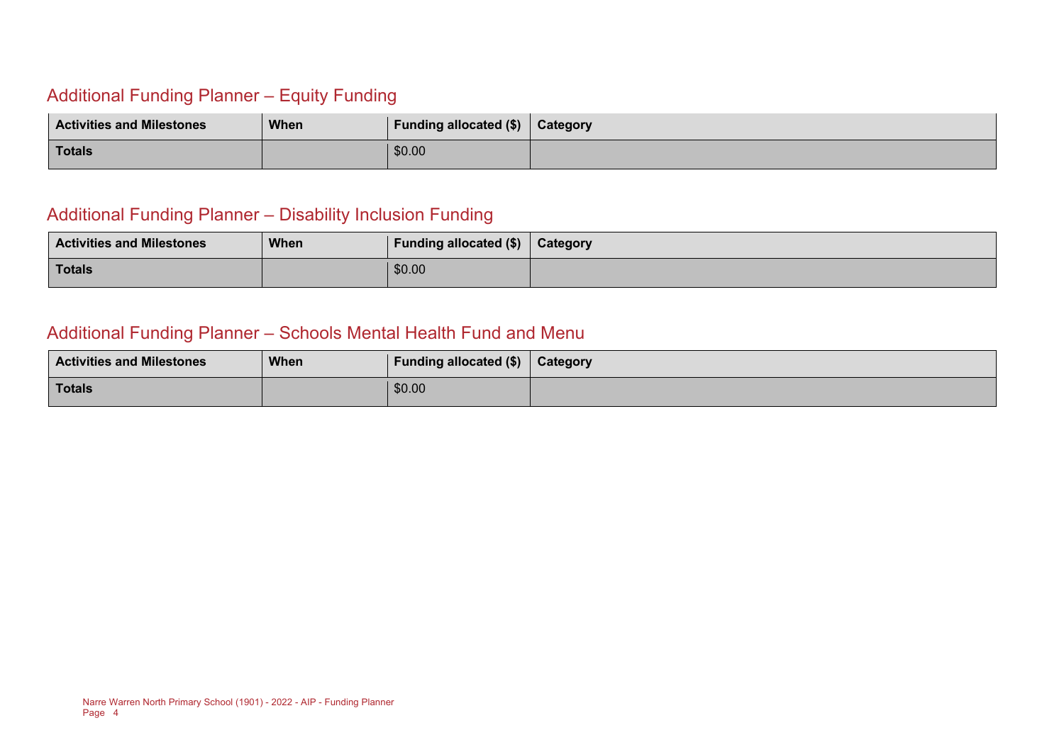## Additional Funding Planner – Equity Funding

| Activities and Milestones | When | Funding allocated ($) | Category |
|---|---|---|---|
| **Totals** | | $0.00 | |

## Additional Funding Planner – Disability Inclusion Funding

| Activities and Milestones | When | Funding allocated ($) | Category |
|---|---|---|---|
| **Totals** | | $0.00 | |

## Additional Funding Planner – Schools Mental Health Fund and Menu

| Activities and Milestones | When | Funding allocated ($) | Category |
|---|---|---|---|
| **Totals** | | $0.00 | |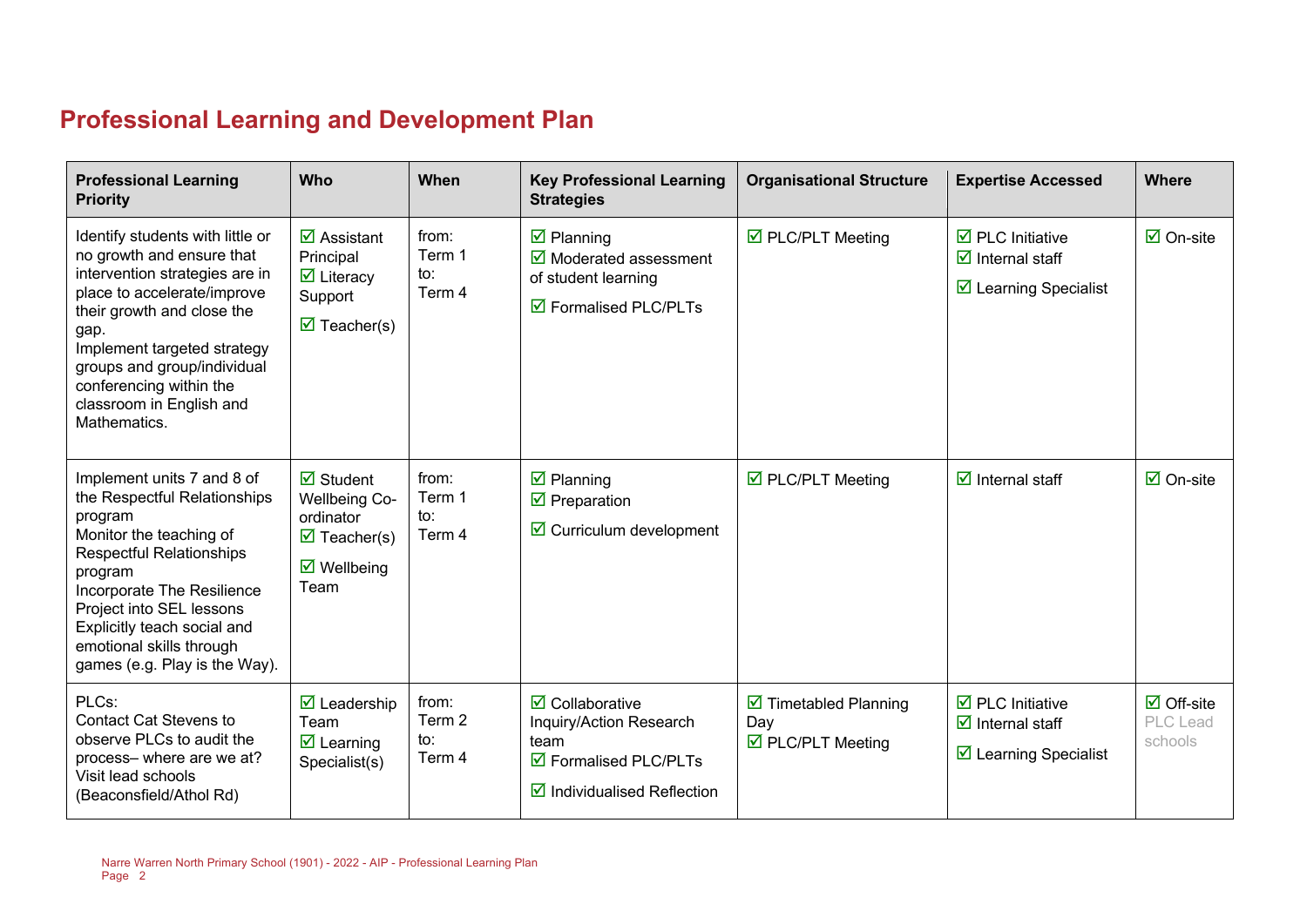# Professional Learning and Development Plan

| Professional Learning Priority | Who | When | Key Professional Learning Strategies | Organisational Structure | Expertise Accessed | Where |
|---|---|---|---|---|---|---|
| Identify students with little or no growth and ensure that intervention strategies are in place to accelerate/improve their growth and close the gap.<br>Implement targeted strategy groups and group/individual conferencing within the classroom in English and Mathematics. | ☑ Assistant Principal<br>☑ Literacy Support<br>☑ Teacher(s) | from: Term 1<br>to: Term 4 | ☑ Planning<br>☑ Moderated assessment of student learning<br>☑ Formalised PLC/PLTs | ☑ PLC/PLT Meeting | ☑ PLC Initiative<br>☑ Internal staff<br>☑ Learning Specialist | ☑ On-site |
| Implement units 7 and 8 of the Respectful Relationships program<br>Monitor the teaching of Respectful Relationships program<br>Incorporate The Resilience Project into SEL lessons<br>Explicitly teach social and emotional skills through games (e.g. Play is the Way). | ☑ Student Wellbeing Co-ordinator<br>☑ Teacher(s)<br>☑ Wellbeing Team | from: Term 1<br>to: Term 4 | ☑ Planning<br>☑ Preparation<br>☑ Curriculum development | ☑ PLC/PLT Meeting | ☑ Internal staff | ☑ On-site |
| PLCs:<br>Contact Cat Stevens to observe PLCs to audit the process– where are we at?<br>Visit lead schools (Beaconsfield/Athol Rd) | ☑ Leadership Team<br>☑ Learning Specialist(s) | from: Term 2<br>to: Term 4 | ☑ Collaborative Inquiry/Action Research team<br>☑ Formalised PLC/PLTs<br>☑ Individualised Reflection | ☑ Timetabled Planning Day<br>☑ PLC/PLT Meeting | ☑ PLC Initiative<br>☑ Internal staff<br>☑ Learning Specialist | ☑ Off-site<br>PLC Lead schools |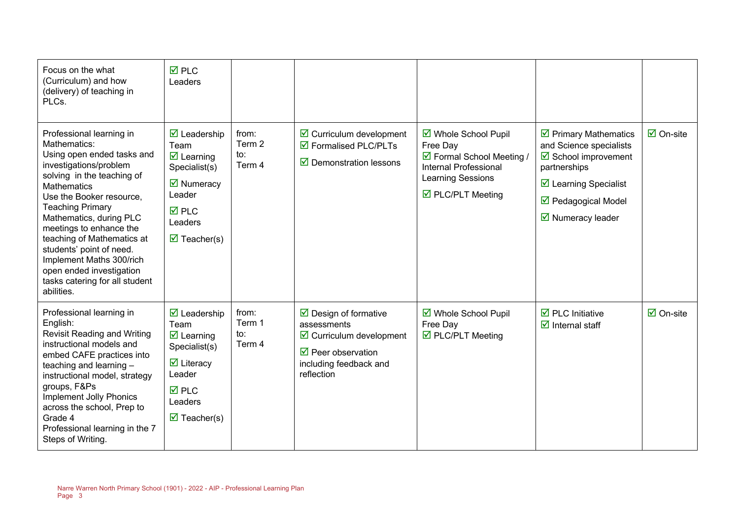| | | | | | | |
|---|---|---|---|---|---|---|
| Focus on the what (Curriculum) and how (delivery) of teaching in PLCs. | ☑ PLC Leaders | | | | | |
| Professional learning in Mathematics:<br>Using open ended tasks and investigations/problem solving in the teaching of Mathematics<br>Use the Booker resource, Teaching Primary Mathematics, during PLC meetings to enhance the teaching of Mathematics at students' point of need.<br>Implement Maths 300/rich open ended investigation tasks catering for all student abilities. | ☑ Leadership Team<br>☑ Learning Specialist(s)<br>☑ Numeracy Leader<br>☑ PLC Leaders<br>☑ Teacher(s) | from:<br>Term 2<br>to:<br>Term 4 | ☑ Curriculum development<br>☑ Formalised PLC/PLTs<br>☑ Demonstration lessons | ☑ Whole School Pupil Free Day<br>☑ Formal School Meeting / Internal Professional Learning Sessions<br>☑ PLC/PLT Meeting | ☑ Primary Mathematics and Science specialists<br>☑ School improvement partnerships<br>☑ Learning Specialist<br>☑ Pedagogical Model<br>☑ Numeracy leader | ☑ On-site |
| Professional learning in English:<br>Revisit Reading and Writing instructional models and embed CAFE practices into teaching and learning – instructional model, strategy groups, F&Ps<br>Implement Jolly Phonics across the school, Prep to Grade 4<br>Professional learning in the 7 Steps of Writing. | ☑ Leadership Team<br>☑ Learning Specialist(s)<br>☑ Literacy Leader<br>☑ PLC Leaders<br>☑ Teacher(s) | from:<br>Term 1<br>to:<br>Term 4 | ☑ Design of formative assessments<br>☑ Curriculum development<br>☑ Peer observation including feedback and reflection | ☑ Whole School Pupil Free Day<br>☑ PLC/PLT Meeting | ☑ PLC Initiative<br>☑ Internal staff | ☑ On-site |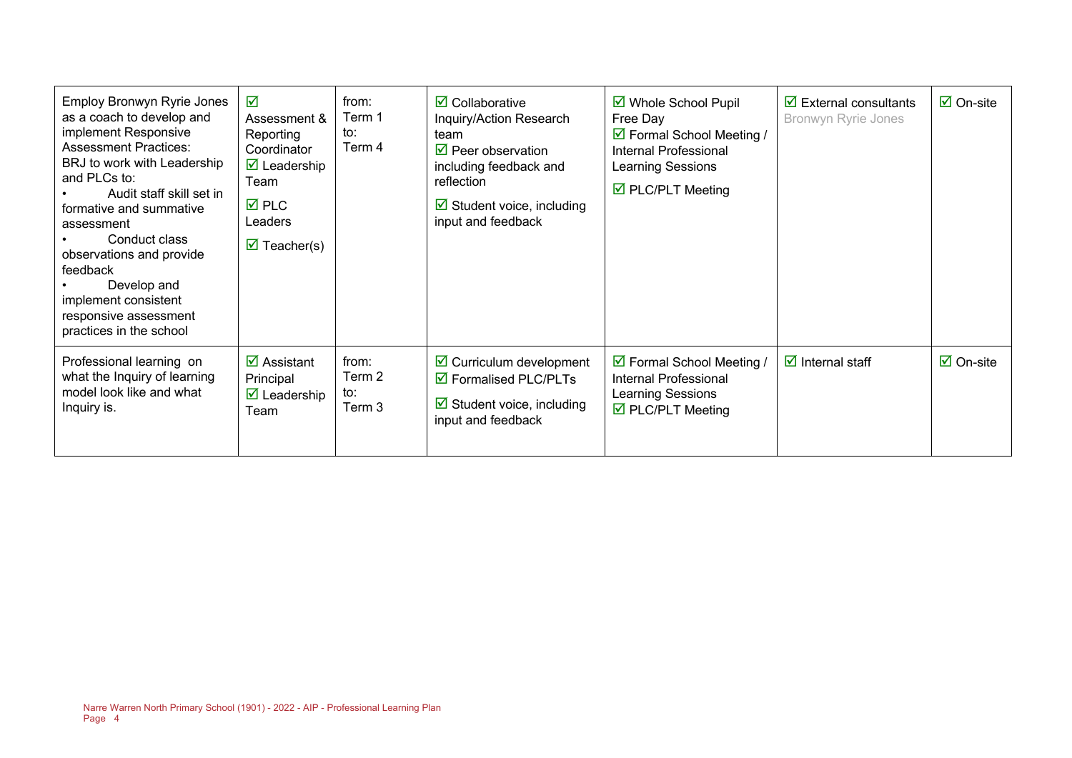| | | | | | | |
|---|---|---|---|---|---|---|
| Employ Bronwyn Ryrie Jones as a coach to develop and implement Responsive Assessment Practices:<br>BRJ to work with Leadership and PLCs to:<br>• Audit staff skill set in formative and summative assessment<br>• Conduct class observations and provide feedback<br>• Develop and implement consistent responsive assessment practices in the school | ☑ Assessment & Reporting Coordinator<br>☑ Leadership Team<br>☑ PLC Leaders<br>☑ Teacher(s) | from:<br>Term 1<br>to:<br>Term 4 | ☑ Collaborative Inquiry/Action Research team<br>☑ Peer observation including feedback and reflection<br>☑ Student voice, including input and feedback | ☑ Whole School Pupil Free Day<br>☑ Formal School Meeting / Internal Professional Learning Sessions<br>☑ PLC/PLT Meeting | ☑ External consultants<br>Bronwyn Ryrie Jones | ☑ On-site |
| Professional learning on what the Inquiry of learning model look like and what Inquiry is. | ☑ Assistant Principal<br>☑ Leadership Team | from:<br>Term 2<br>to:<br>Term 3 | ☑ Curriculum development<br>☑ Formalised PLC/PLTs<br>☑ Student voice, including input and feedback | ☑ Formal School Meeting / Internal Professional Learning Sessions<br>☑ PLC/PLT Meeting | ☑ Internal staff | ☑ On-site |